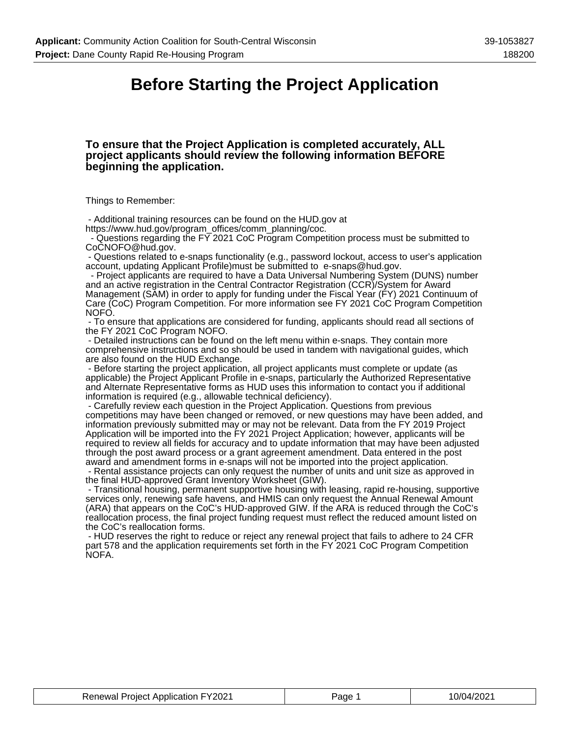# Before Starting the Project Application

### To ensure that the Project Application is completed accurately, ALL project applicants should review the following information BEFORE beginning the application.

Things to Remember:

- Additional training resources can be found on the HUD.gov at https://www.hud.gov/program_offices/comm_planning/coc.
- Questions regarding the FY 2021 CoC Program Competition process must be submitted to CoCNOFO@hud.gov.
- Questions related to e-snaps functionality (e.g., password lockout, access to user's application account, updating Applicant Profile)must be submitted to e-snaps@hud.gov.
- Project applicants are required to have a Data Universal Numbering System (DUNS) number and an active registration in the Central Contractor Registration (CCR)/System for Award Management (SAM) in order to apply for funding under the Fiscal Year (FY) 2021 Continuum of Care (CoC) Program Competition. For more information see FY 2021 CoC Program Competition NOFO.
- To ensure that applications are considered for funding, applicants should read all sections of the FY 2021 CoC Program NOFO.
- Detailed instructions can be found on the left menu within e-snaps. They contain more comprehensive instructions and so should be used in tandem with navigational guides, which are also found on the HUD Exchange.
- Before starting the project application, all project applicants must complete or update (as applicable) the Project Applicant Profile in e-snaps, particularly the Authorized Representative and Alternate Representative forms as HUD uses this information to contact you if additional information is required (e.g., allowable technical deficiency).
- Carefully review each question in the Project Application. Questions from previous competitions may have been changed or removed, or new questions may have been added, and information previously submitted may or may not be relevant. Data from the FY 2019 Project Application will be imported into the FY 2021 Project Application; however, applicants will be required to review all fields for accuracy and to update information that may have been adjusted through the post award process or a grant agreement amendment. Data entered in the post award and amendment forms in e-snaps will not be imported into the project application.
- Rental assistance projects can only request the number of units and unit size as approved in the final HUD-approved Grant Inventory Worksheet (GIW).
- Transitional housing, permanent supportive housing with leasing, rapid re-housing, supportive services only, renewing safe havens, and HMIS can only request the Annual Renewal Amount (ARA) that appears on the CoC's HUD-approved GIW. If the ARA is reduced through the CoC's reallocation process, the final project funding request must reflect the reduced amount listed on the CoC's reallocation forms.
- HUD reserves the right to reduce or reject any renewal project that fails to adhere to 24 CFR part 578 and the application requirements set forth in the FY 2021 CoC Program Competition NOFA.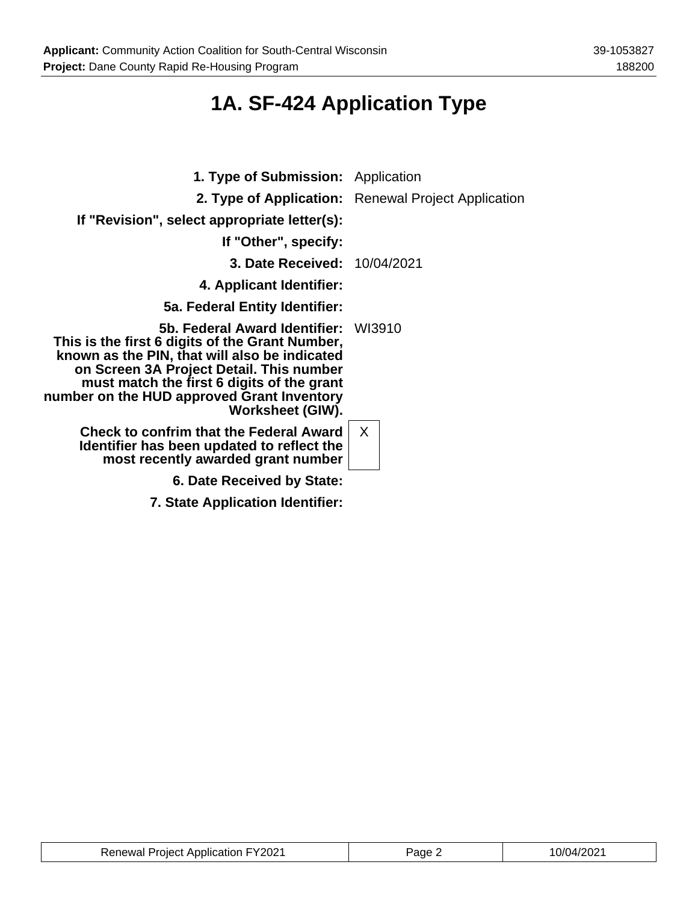# 1A. SF-424 Application Type

| | |
|---|---|
| **1. Type of Submission:** | Application |
| **2. Type of Application:** | Renewal Project Application |
| **If "Revision", select appropriate letter(s):** | |
| **If "Other", specify:** | |
| **3. Date Received:** | 10/04/2021 |
| **4. Applicant Identifier:** | |
| **5a. Federal Entity Identifier:** | |
| **5b. Federal Award Identifier: This is the first 6 digits of the Grant Number, known as the PIN, that will also be indicated on Screen 3A Project Detail. This number must match the first 6 digits of the grant number on the HUD approved Grant Inventory Worksheet (GIW).** | WI3910 |
| **Check to confrim that the Federal Award Identifier has been updated to reflect the most recently awarded grant number** | X |
| **6. Date Received by State:** | |
| **7. State Application Identifier:** | |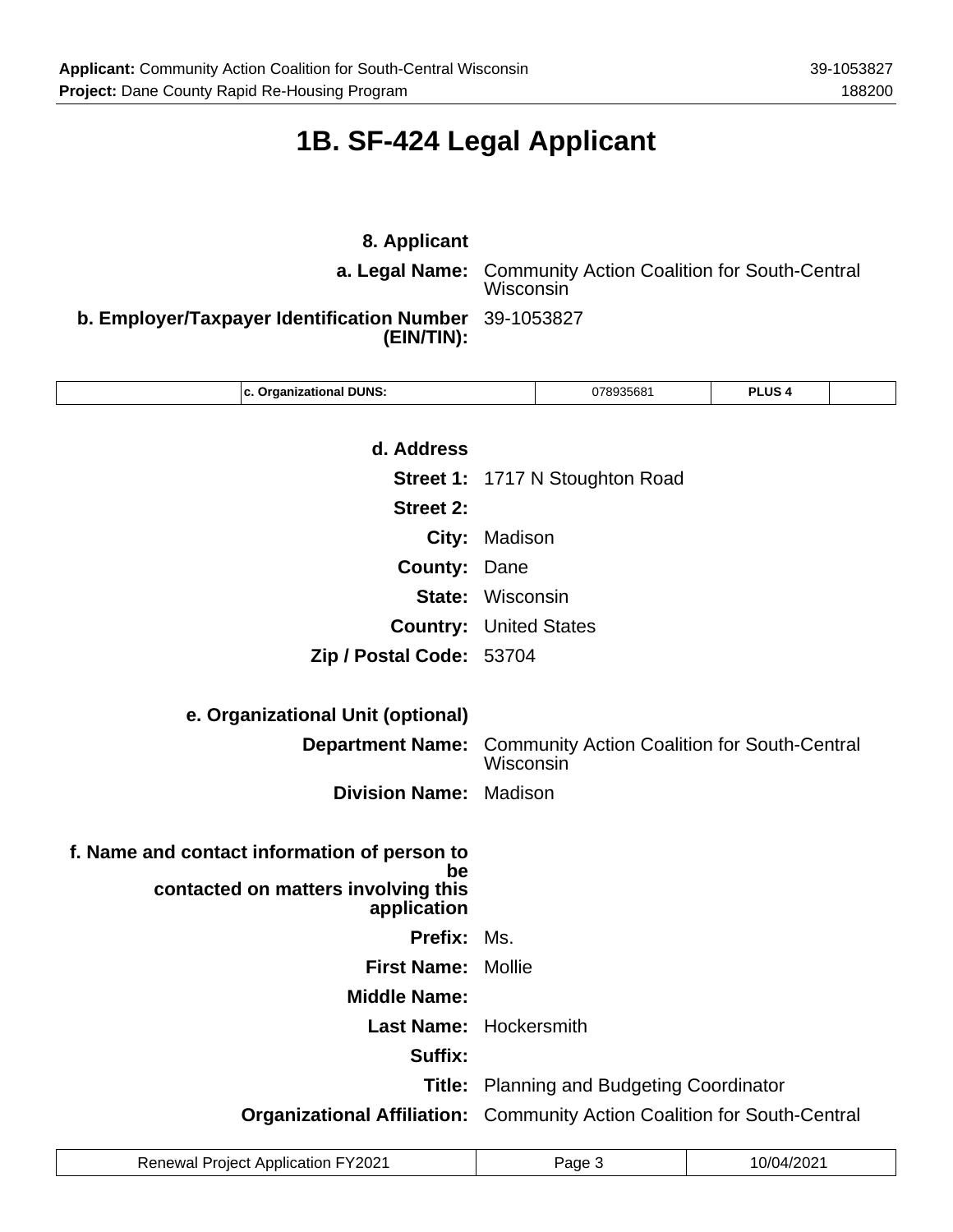# 1B. SF-424 Legal Applicant

**8. Applicant**

**a. Legal Name:** Community Action Coalition for South-Central Wisconsin

**b. Employer/Taxpayer Identification Number (EIN/TIN):** 39-1053827

| | | | | |
|---|---|---|---|---|
| | **c. Organizational DUNS:** | 078935681 | **PLUS 4** | |

**d. Address**

**Street 1:** 1717 N Stoughton Road

**Street 2:**

**City:** Madison

**County:** Dane

**State:** Wisconsin

**Country:** United States

**Zip / Postal Code:** 53704

**e. Organizational Unit (optional)**

**Department Name:** Community Action Coalition for South-Central Wisconsin

**Division Name:** Madison

**f. Name and contact information of person to be contacted on matters involving this application**

**Prefix:** Ms.

**First Name:** Mollie

**Middle Name:**

**Last Name:** Hockersmith

**Suffix:**

**Title:** Planning and Budgeting Coordinator

**Organizational Affiliation:** Community Action Coalition for South-Central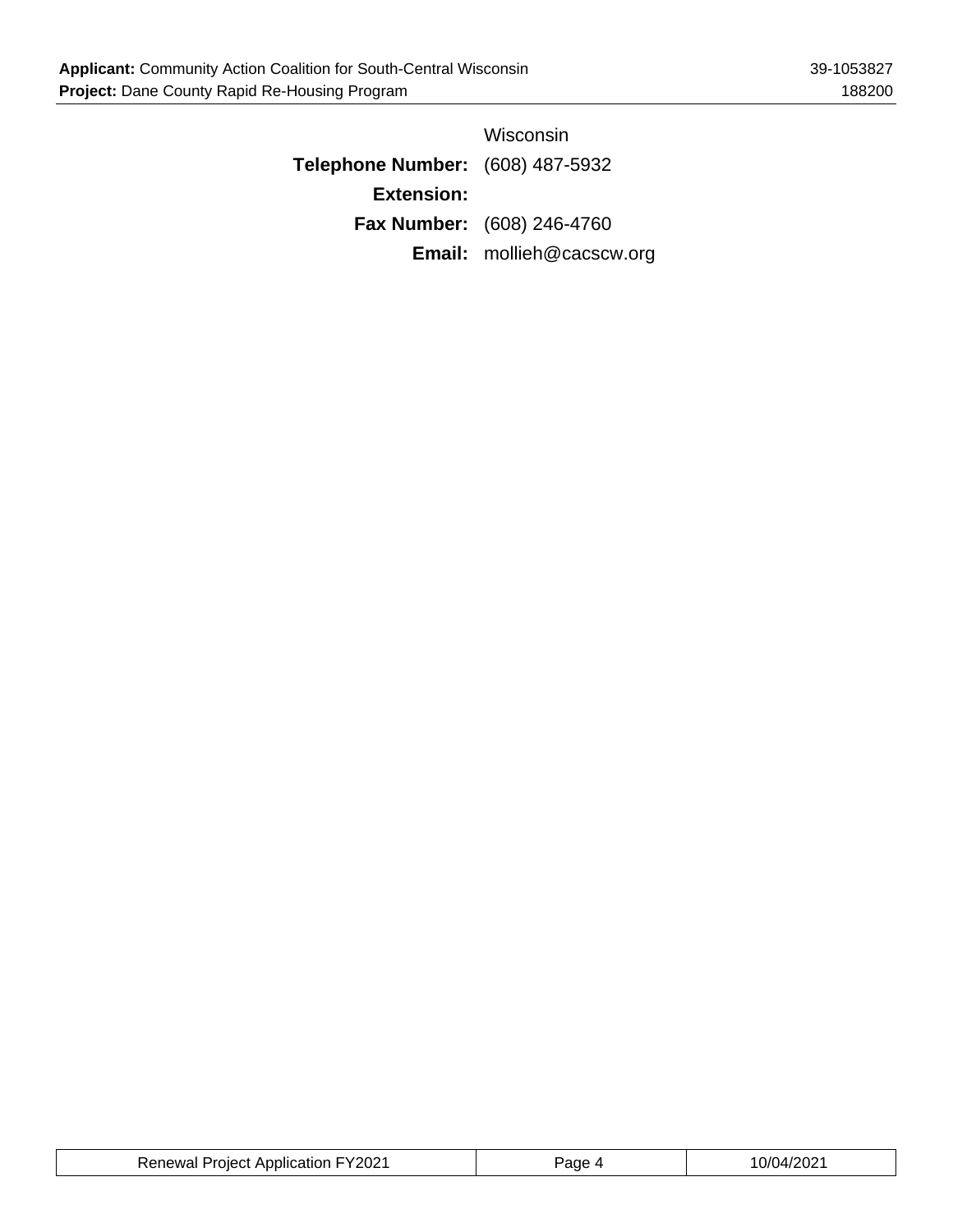| | |
|---|---|
| | Wisconsin |
| **Telephone Number:** | (608) 487-5932 |
| **Extension:** | |
| **Fax Number:** | (608) 246-4760 |
| **Email:** | mollieh@cacscw.org |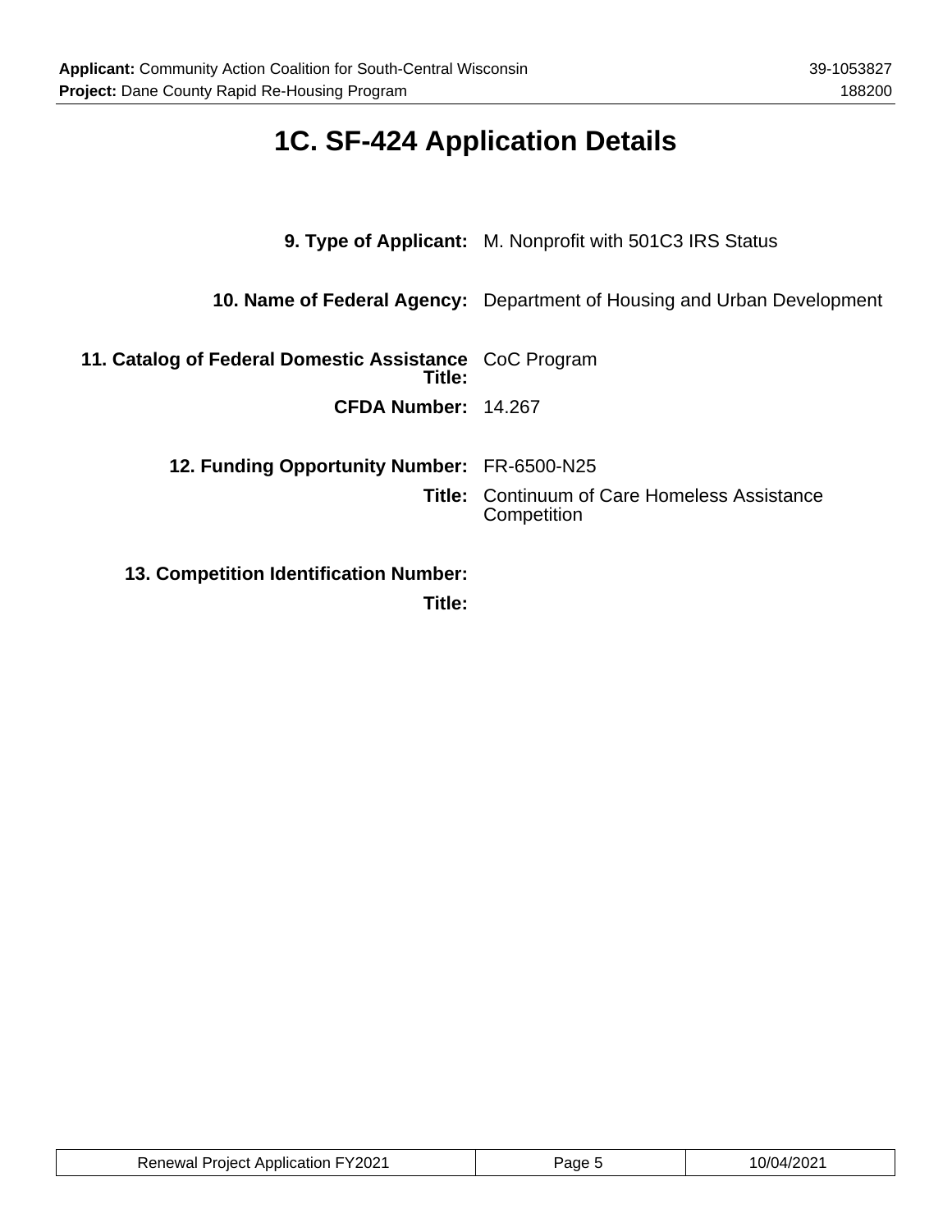# 1C. SF-424 Application Details

**9. Type of Applicant:** M. Nonprofit with 501C3 IRS Status

**10. Name of Federal Agency:** Department of Housing and Urban Development

**11. Catalog of Federal Domestic Assistance Title:** CoC Program

**CFDA Number:** 14.267

**12. Funding Opportunity Number:** FR-6500-N25

**Title:** Continuum of Care Homeless Assistance Competition

**13. Competition Identification Number:**

**Title:**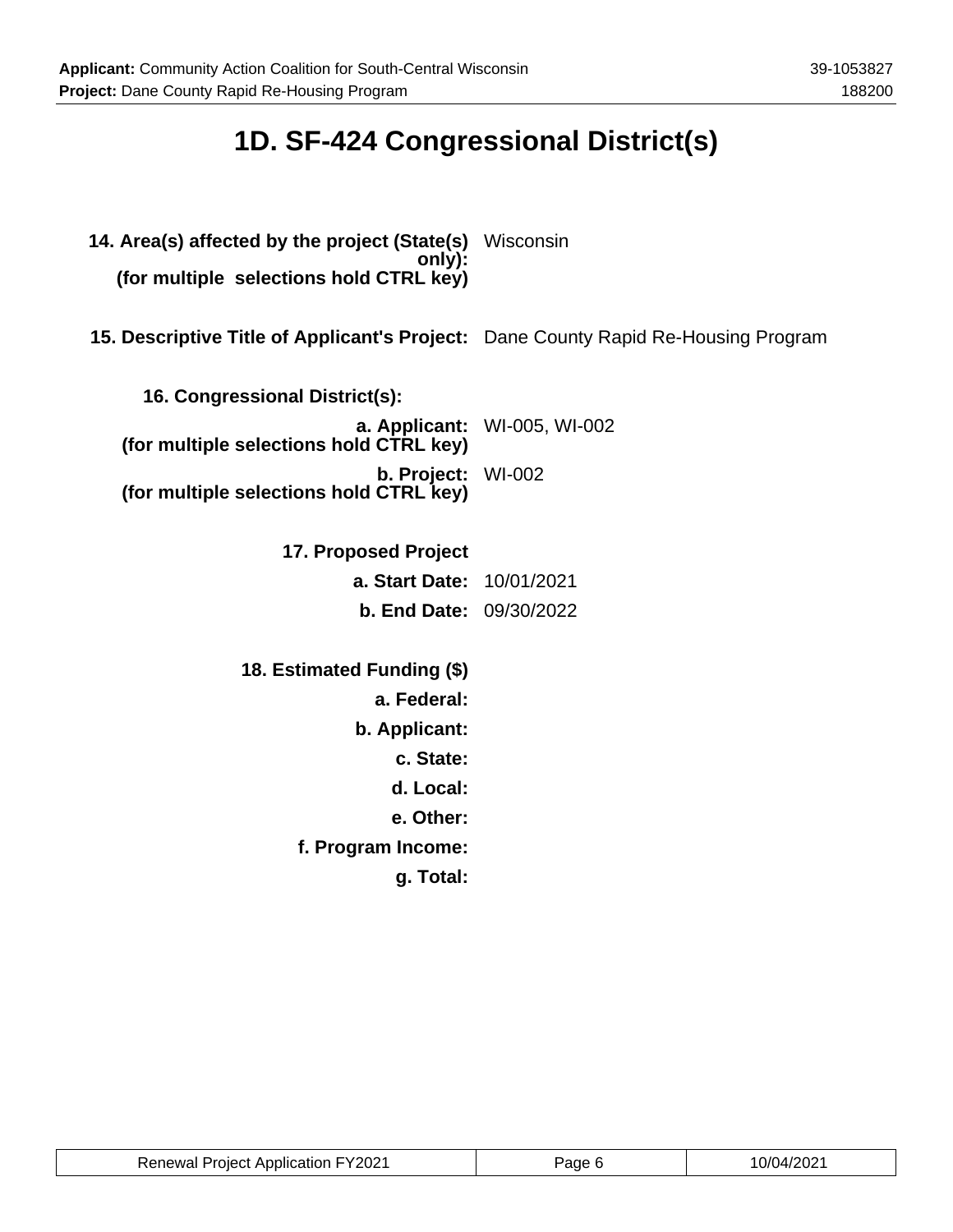# 1D. SF-424 Congressional District(s)

**14. Area(s) affected by the project (State(s) only):**
**(for multiple selections hold CTRL key)** Wisconsin

**15. Descriptive Title of Applicant's Project:** Dane County Rapid Re-Housing Program

**16. Congressional District(s):**

**a. Applicant:**
**(for multiple selections hold CTRL key)** WI-005, WI-002

**b. Project:**
**(for multiple selections hold CTRL key)** WI-002

**17. Proposed Project**

**a. Start Date:** 10/01/2021

**b. End Date:** 09/30/2022

**18. Estimated Funding ($)**

**a. Federal:**

**b. Applicant:**

**c. State:**

**d. Local:**

**e. Other:**

**f. Program Income:**

**g. Total:**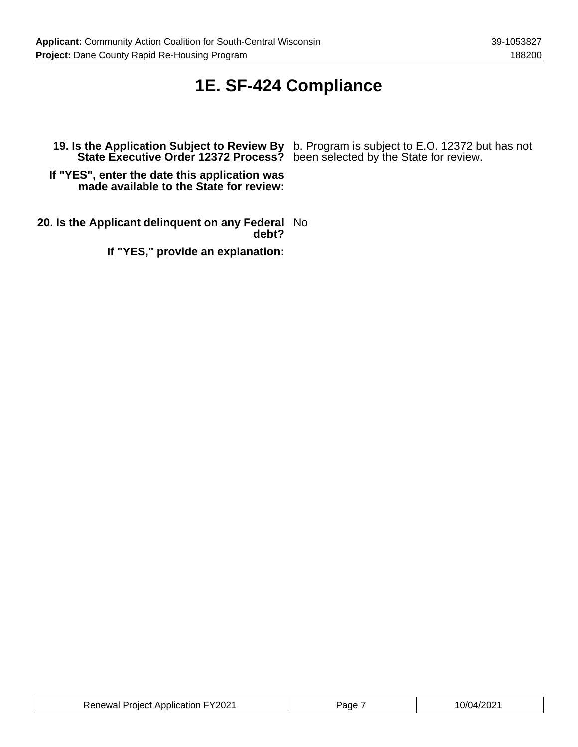# 1E. SF-424 Compliance

**19. Is the Application Subject to Review By State Executive Order 12372 Process?** b. Program is subject to E.O. 12372 but has not been selected by the State for review.

**If "YES", enter the date this application was made available to the State for review:**

**20. Is the Applicant delinquent on any Federal debt?** No

**If "YES," provide an explanation:**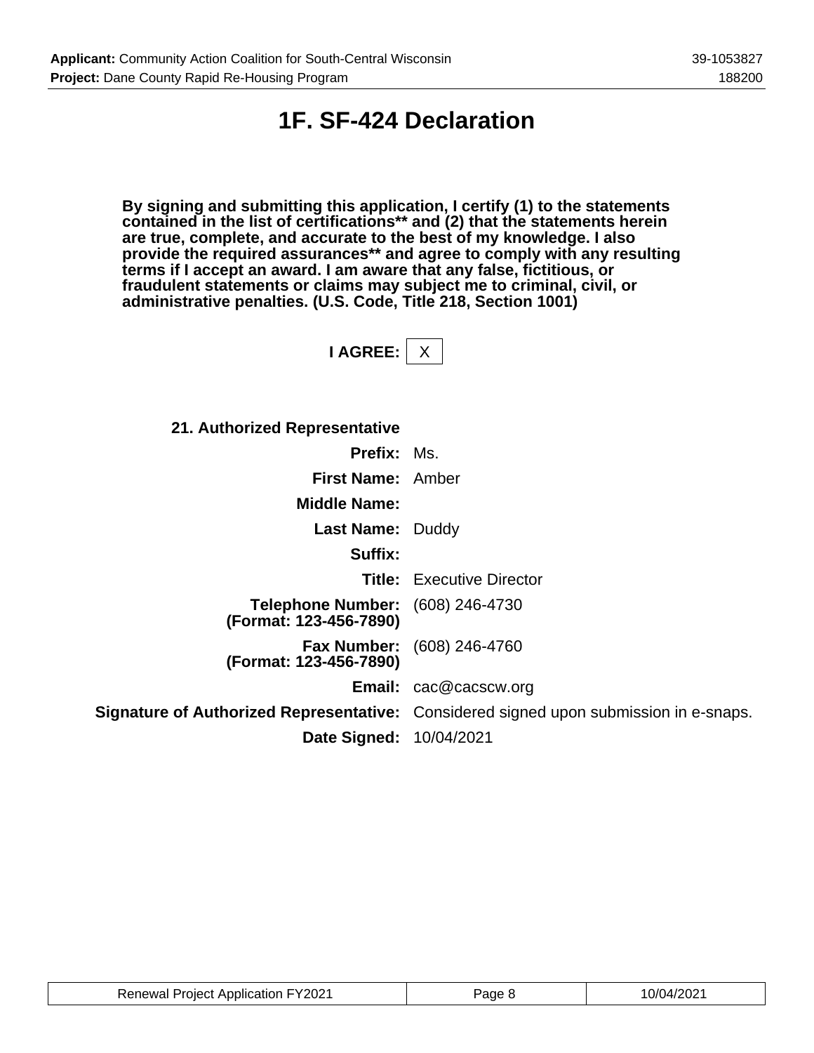# 1F. SF-424 Declaration

**By signing and submitting this application, I certify (1) to the statements contained in the list of certifications** and (2) that the statements herein are true, complete, and accurate to the best of my knowledge. I also provide the required assurances** and agree to comply with any resulting terms if I accept an award. I am aware that any false, fictitious, or fraudulent statements or claims may subject me to criminal, civil, or administrative penalties. (U.S. Code, Title 218, Section 1001)**

**I AGREE:** X

**21. Authorized Representative**

| | |
|---|---|
| **Prefix:** | Ms. |
| **First Name:** | Amber |
| **Middle Name:** | |
| **Last Name:** | Duddy |
| **Suffix:** | |
| **Title:** | Executive Director |
| **Telephone Number: (Format: 123-456-7890)** | (608) 246-4730 |
| **Fax Number: (Format: 123-456-7890)** | (608) 246-4760 |
| **Email:** | cac@cacscw.org |
| **Signature of Authorized Representative:** | Considered signed upon submission in e-snaps. |
| **Date Signed:** | 10/04/2021 |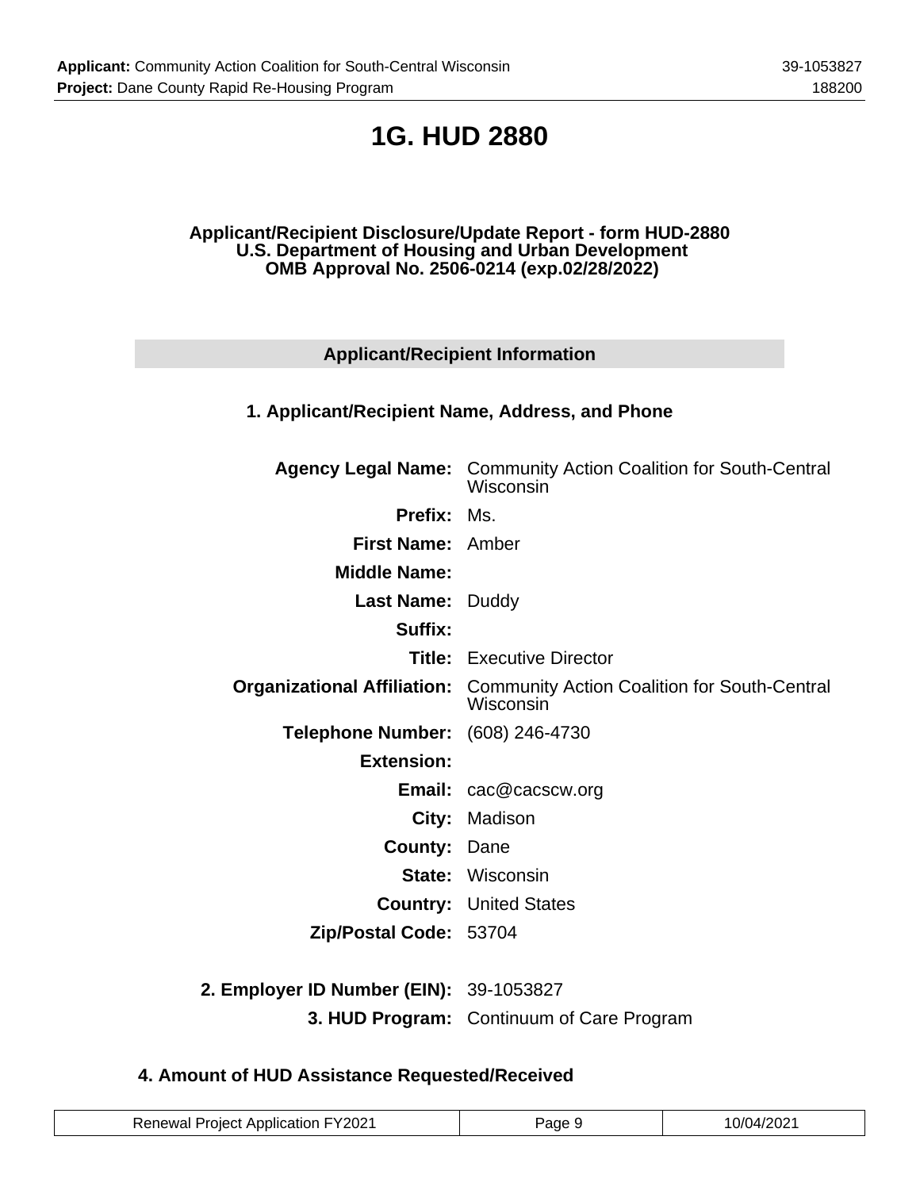# 1G. HUD 2880

**Applicant/Recipient Disclosure/Update Report - form HUD-2880**
**U.S. Department of Housing and Urban Development**
**OMB Approval No. 2506-0214 (exp.02/28/2022)**

## Applicant/Recipient Information

### 1. Applicant/Recipient Name, Address, and Phone

| | |
|---|---|
| **Agency Legal Name:** | Community Action Coalition for South-Central Wisconsin |
| **Prefix:** | Ms. |
| **First Name:** | Amber |
| **Middle Name:** | |
| **Last Name:** | Duddy |
| **Suffix:** | |
| **Title:** | Executive Director |
| **Organizational Affiliation:** | Community Action Coalition for South-Central Wisconsin |
| **Telephone Number:** | (608) 246-4730 |
| **Extension:** | |
| **Email:** | cac@cacscw.org |
| **City:** | Madison |
| **County:** | Dane |
| **State:** | Wisconsin |
| **Country:** | United States |
| **Zip/Postal Code:** | 53704 |

| | |
|---|---|
| **2. Employer ID Number (EIN):** | 39-1053827 |
| **3. HUD Program:** | Continuum of Care Program |

### 4. Amount of HUD Assistance Requested/Received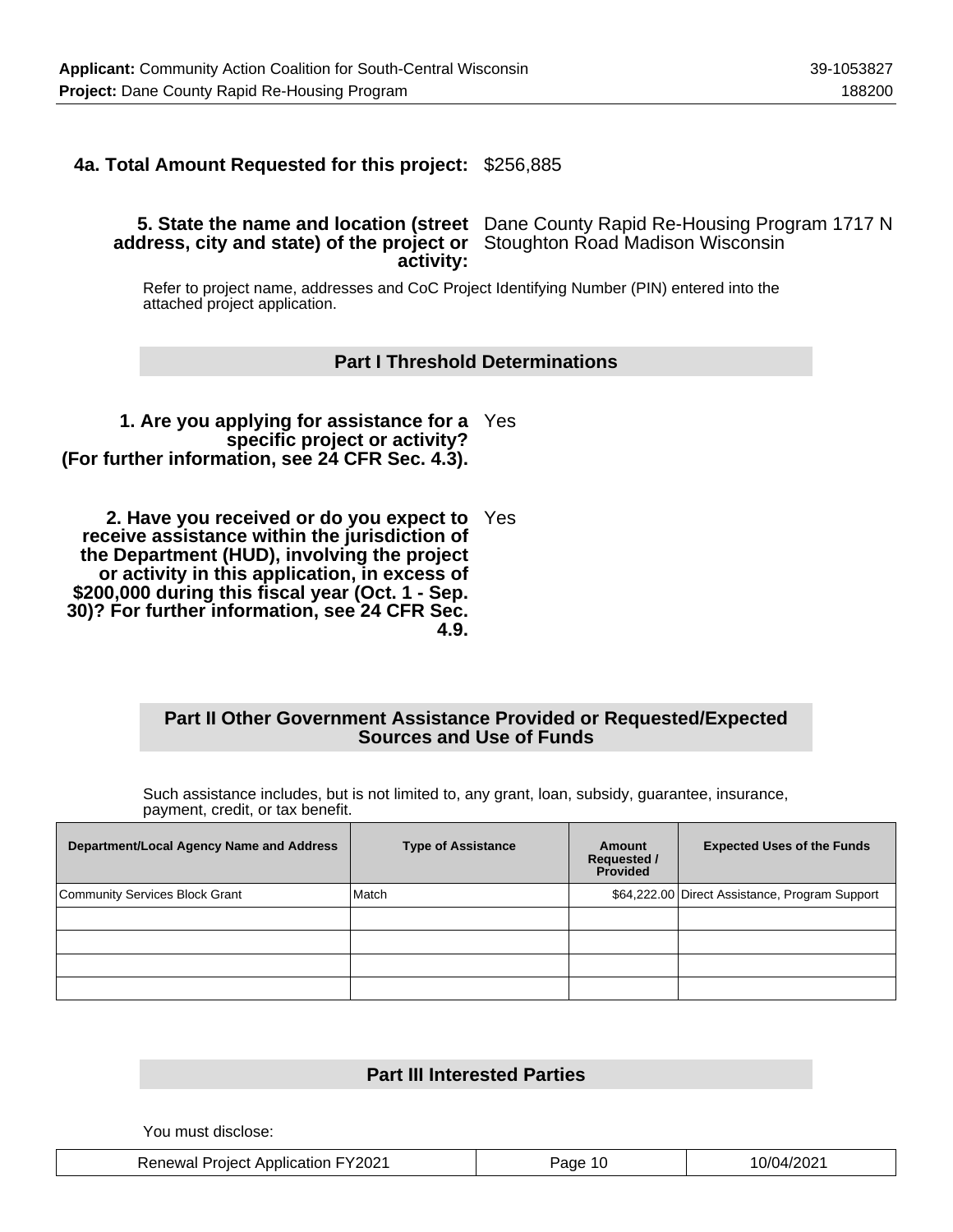**4a. Total Amount Requested for this project:** $256,885

**5. State the name and location (street address, city and state) of the project or activity:** Dane County Rapid Re-Housing Program 1717 N Stoughton Road Madison Wisconsin

Refer to project name, addresses and CoC Project Identifying Number (PIN) entered into the attached project application.

## Part I Threshold Determinations

**1. Are you applying for assistance for a specific project or activity? (For further information, see 24 CFR Sec. 4.3).** Yes

**2. Have you received or do you expect to receive assistance within the jurisdiction of the Department (HUD), involving the project or activity in this application, in excess of $200,000 during this fiscal year (Oct. 1 - Sep. 30)? For further information, see 24 CFR Sec. 4.9.** Yes

## Part II Other Government Assistance Provided or Requested/Expected Sources and Use of Funds

Such assistance includes, but is not limited to, any grant, loan, subsidy, guarantee, insurance, payment, credit, or tax benefit.

| Department/Local Agency Name and Address | Type of Assistance | Amount Requested / Provided | Expected Uses of the Funds |
|---|---|---|---|
| Community Services Block Grant | Match | $64,222.00 | Direct Assistance, Program Support |
| | | | |
| | | | |
| | | | |
| | | | |

## Part III Interested Parties

You must disclose: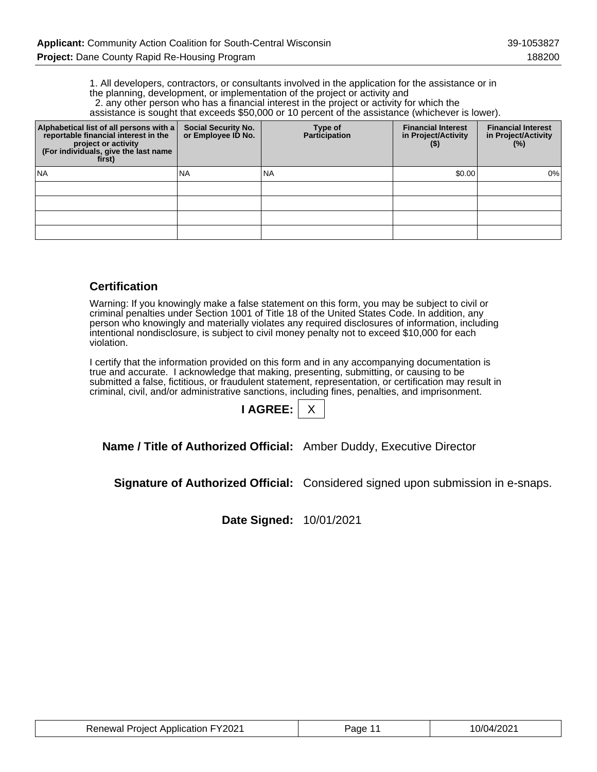1. All developers, contractors, or consultants involved in the application for the assistance or in the planning, development, or implementation of the project or activity and
2. any other person who has a financial interest in the project or activity for which the assistance is sought that exceeds $50,000 or 10 percent of the assistance (whichever is lower).

| Alphabetical list of all persons with a reportable financial interest in the project or activity (For individuals, give the last name first) | Social Security No. or Employee ID No. | Type of Participation | Financial Interest in Project/Activity ($) | Financial Interest in Project/Activity (%) |
|---|---|---|---|---|
| NA | NA | NA | $0.00 | 0% |
| | | | | |
| | | | | |
| | | | | |
| | | | | |

## Certification

Warning: If you knowingly make a false statement on this form, you may be subject to civil or criminal penalties under Section 1001 of Title 18 of the United States Code. In addition, any person who knowingly and materially violates any required disclosures of information, including intentional nondisclosure, is subject to civil money penalty not to exceed $10,000 for each violation.

I certify that the information provided on this form and in any accompanying documentation is true and accurate. I acknowledge that making, presenting, submitting, or causing to be submitted a false, fictitious, or fraudulent statement, representation, or certification may result in criminal, civil, and/or administrative sanctions, including fines, penalties, and imprisonment.

**I AGREE:** X

**Name / Title of Authorized Official:** Amber Duddy, Executive Director

**Signature of Authorized Official:** Considered signed upon submission in e-snaps.

**Date Signed:** 10/01/2021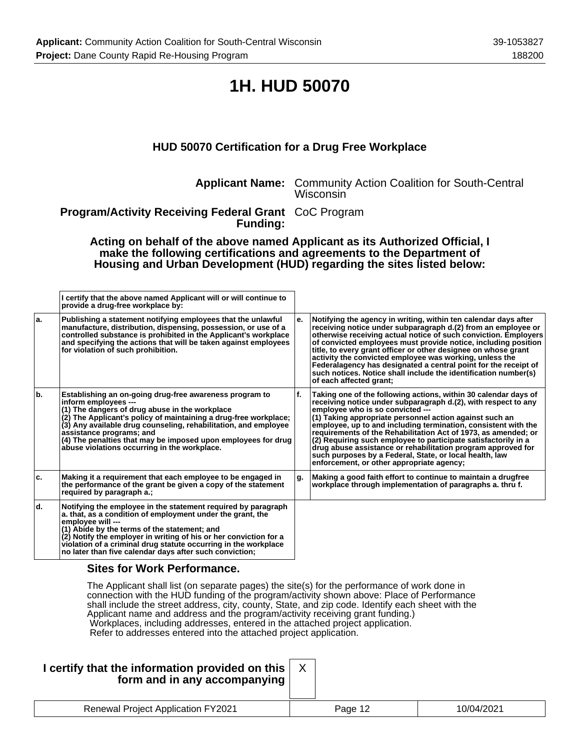# 1H. HUD 50070

### HUD 50070 Certification for a Drug Free Workplace

**Applicant Name:** Community Action Coalition for South-Central Wisconsin

**Program/Activity Receiving Federal Grant Funding:** CoC Program

**Acting on behalf of the above named Applicant as its Authorized Official, I make the following certifications and agreements to the Department of Housing and Urban Development (HUD) regarding the sites listed below:**

| | I certify that the above named Applicant will or will continue to provide a drug-free workplace by: | | |
|---|---|---|---|
| a. | Publishing a statement notifying employees that the unlawful manufacture, distribution, dispensing, possession, or use of a controlled substance is prohibited in the Applicant's workplace and specifying the actions that will be taken against employees for violation of such prohibition. | e. | Notifying the agency in writing, within ten calendar days after receiving notice under subparagraph d.(2) from an employee or otherwise receiving actual notice of such conviction. Employers of convicted employees must provide notice, including position title, to every grant officer or other designee on whose grant activity the convicted employee was working, unless the Federalagency has designated a central point for the receipt of such notices. Notice shall include the identification number(s) of each affected grant; |
| b. | Establishing an on-going drug-free awareness program to inform employees --- (1) The dangers of drug abuse in the workplace (2) The Applicant's policy of maintaining a drug-free workplace; (3) Any available drug counseling, rehabilitation, and employee assistance programs; and (4) The penalties that may be imposed upon employees for drug abuse violations occurring in the workplace. | f. | Taking one of the following actions, within 30 calendar days of receiving notice under subparagraph d.(2), with respect to any employee who is so convicted --- (1) Taking appropriate personnel action against such an employee, up to and including termination, consistent with the requirements of the Rehabilitation Act of 1973, as amended; or (2) Requiring such employee to participate satisfactorily in a drug abuse assistance or rehabilitation program approved for such purposes by a Federal, State, or local health, law enforcement, or other appropriate agency; |
| c. | Making it a requirement that each employee to be engaged in the performance of the grant be given a copy of the statement required by paragraph a.; | g. | Making a good faith effort to continue to maintain a drugfree workplace through implementation of paragraphs a. thru f. |
| d. | Notifying the employee in the statement required by paragraph a. that, as a condition of employment under the grant, the employee will --- (1) Abide by the terms of the statement; and (2) Notify the employer in writing of his or her conviction for a violation of a criminal drug statute occurring in the workplace no later than five calendar days after such conviction; | | |

### Sites for Work Performance.

The Applicant shall list (on separate pages) the site(s) for the performance of work done in connection with the HUD funding of the program/activity shown above: Place of Performance shall include the street address, city, county, State, and zip code. Identify each sheet with the Applicant name and address and the program/activity receiving grant funding.)
Workplaces, including addresses, entered in the attached project application.
Refer to addresses entered into the attached project application.

**I certify that the information provided on this form and in any accompanying** X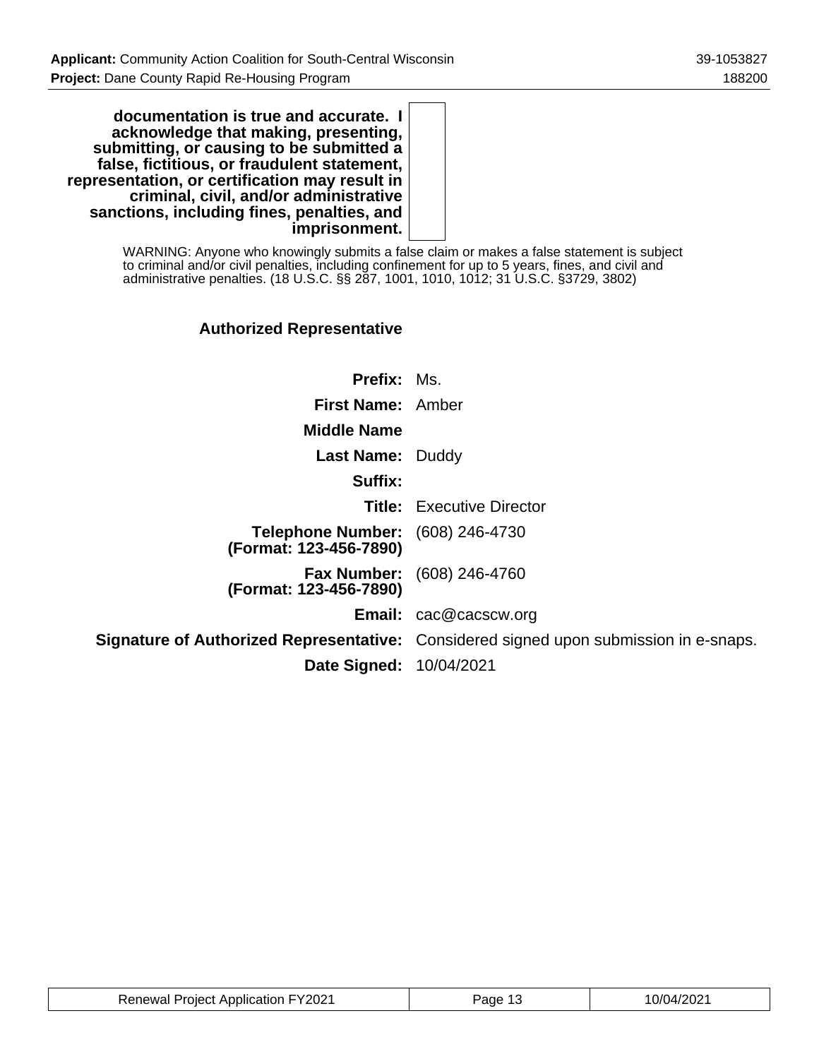**documentation is true and accurate. I acknowledge that making, presenting, submitting, or causing to be submitted a false, fictitious, or fraudulent statement, representation, or certification may result in criminal, civil, and/or administrative sanctions, including fines, penalties, and imprisonment.**

WARNING: Anyone who knowingly submits a false claim or makes a false statement is subject to criminal and/or civil penalties, including confinement for up to 5 years, fines, and civil and administrative penalties. (18 U.S.C. §§ 287, 1001, 1010, 1012; 31 U.S.C. §3729, 3802)

### Authorized Representative

| | |
|---|---|
| **Prefix:** | Ms. |
| **First Name:** | Amber |
| **Middle Name** | |
| **Last Name:** | Duddy |
| **Suffix:** | |
| **Title:** | Executive Director |
| **Telephone Number: (Format: 123-456-7890)** | (608) 246-4730 |
| **Fax Number: (Format: 123-456-7890)** | (608) 246-4760 |
| **Email:** | cac@cacscw.org |
| **Signature of Authorized Representative:** | Considered signed upon submission in e-snaps. |
| **Date Signed:** | 10/04/2021 |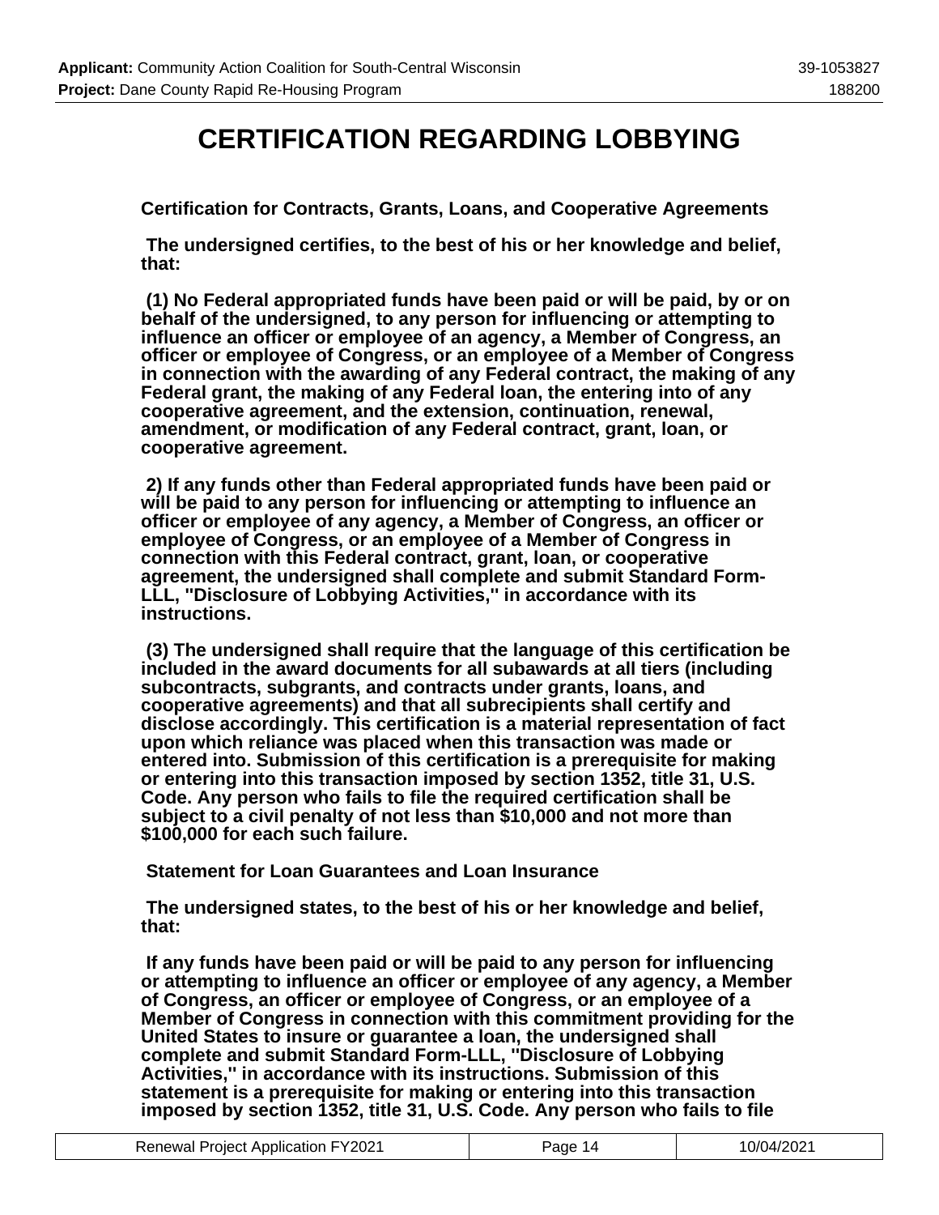# CERTIFICATION REGARDING LOBBYING

**Certification for Contracts, Grants, Loans, and Cooperative Agreements**

**The undersigned certifies, to the best of his or her knowledge and belief, that:**

**(1) No Federal appropriated funds have been paid or will be paid, by or on behalf of the undersigned, to any person for influencing or attempting to influence an officer or employee of an agency, a Member of Congress, an officer or employee of Congress, or an employee of a Member of Congress in connection with the awarding of any Federal contract, the making of any Federal grant, the making of any Federal loan, the entering into of any cooperative agreement, and the extension, continuation, renewal, amendment, or modification of any Federal contract, grant, loan, or cooperative agreement.**

**2) If any funds other than Federal appropriated funds have been paid or will be paid to any person for influencing or attempting to influence an officer or employee of any agency, a Member of Congress, an officer or employee of Congress, or an employee of a Member of Congress in connection with this Federal contract, grant, loan, or cooperative agreement, the undersigned shall complete and submit Standard Form-LLL, "Disclosure of Lobbying Activities," in accordance with its instructions.**

**(3) The undersigned shall require that the language of this certification be included in the award documents for all subawards at all tiers (including subcontracts, subgrants, and contracts under grants, loans, and cooperative agreements) and that all subrecipients shall certify and disclose accordingly. This certification is a material representation of fact upon which reliance was placed when this transaction was made or entered into. Submission of this certification is a prerequisite for making or entering into this transaction imposed by section 1352, title 31, U.S. Code. Any person who fails to file the required certification shall be subject to a civil penalty of not less than $10,000 and not more than $100,000 for each such failure.**

**Statement for Loan Guarantees and Loan Insurance**

**The undersigned states, to the best of his or her knowledge and belief, that:**

**If any funds have been paid or will be paid to any person for influencing or attempting to influence an officer or employee of any agency, a Member of Congress, an officer or employee of Congress, or an employee of a Member of Congress in connection with this commitment providing for the United States to insure or guarantee a loan, the undersigned shall complete and submit Standard Form-LLL, "Disclosure of Lobbying Activities," in accordance with its instructions. Submission of this statement is a prerequisite for making or entering into this transaction imposed by section 1352, title 31, U.S. Code. Any person who fails to file**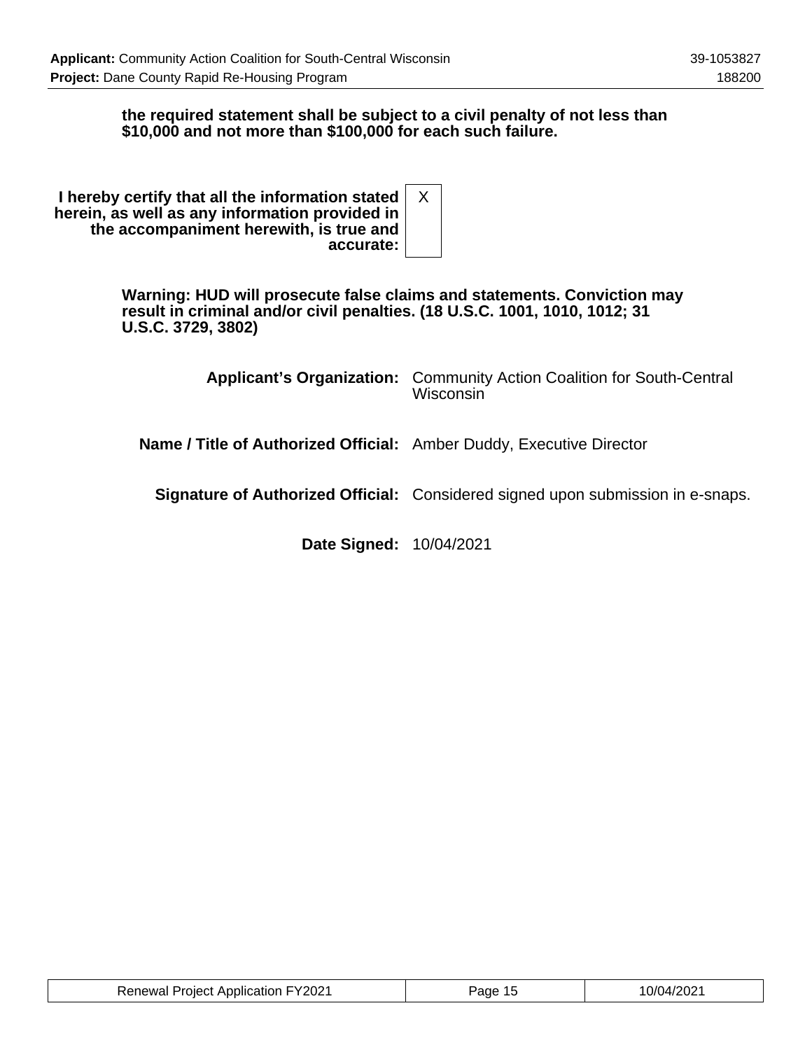**the required statement shall be subject to a civil penalty of not less than $10,000 and not more than $100,000 for each such failure.**

| | |
|---|---|
| **I hereby certify that all the information stated herein, as well as any information provided in the accompaniment herewith, is true and accurate:** | X |

**Warning: HUD will prosecute false claims and statements. Conviction may result in criminal and/or civil penalties. (18 U.S.C. 1001, 1010, 1012; 31 U.S.C. 3729, 3802)**

| | |
|---|---|
| **Applicant's Organization:** | Community Action Coalition for South-Central Wisconsin |
| **Name / Title of Authorized Official:** | Amber Duddy, Executive Director |
| **Signature of Authorized Official:** | Considered signed upon submission in e-snaps. |
| **Date Signed:** | 10/04/2021 |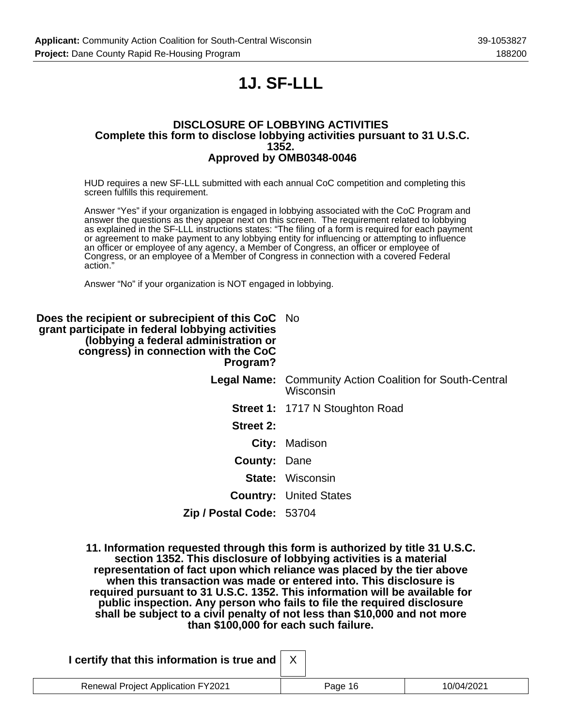# 1J. SF-LLL

**DISCLOSURE OF LOBBYING ACTIVITIES**
**Complete this form to disclose lobbying activities pursuant to 31 U.S.C. 1352.**
**Approved by OMB0348-0046**

HUD requires a new SF-LLL submitted with each annual CoC competition and completing this screen fulfills this requirement.

Answer “Yes” if your organization is engaged in lobbying associated with the CoC Program and answer the questions as they appear next on this screen. The requirement related to lobbying as explained in the SF-LLL instructions states: “The filing of a form is required for each payment or agreement to make payment to any lobbying entity for influencing or attempting to influence an officer or employee of any agency, a Member of Congress, an officer or employee of Congress, or an employee of a Member of Congress in connection with a covered Federal action.”

Answer “No” if your organization is NOT engaged in lobbying.

| | |
|---|---|
| **Does the recipient or subrecipient of this CoC grant participate in federal lobbying activities (lobbying a federal administration or congress) in connection with the CoC Program?** | No |
| **Legal Name:** | Community Action Coalition for South-Central Wisconsin |
| **Street 1:** | 1717 N Stoughton Road |
| **Street 2:** | |
| **City:** | Madison |
| **County:** | Dane |
| **State:** | Wisconsin |
| **Country:** | United States |
| **Zip / Postal Code:** | 53704 |

**11. Information requested through this form is authorized by title 31 U.S.C. section 1352. This disclosure of lobbying activities is a material representation of fact upon which reliance was placed by the tier above when this transaction was made or entered into. This disclosure is required pursuant to 31 U.S.C. 1352. This information will be available for public inspection. Any person who fails to file the required disclosure shall be subject to a civil penalty of not less than $10,000 and not more than $100,000 for each such failure.**

**I certify that this information is true and** X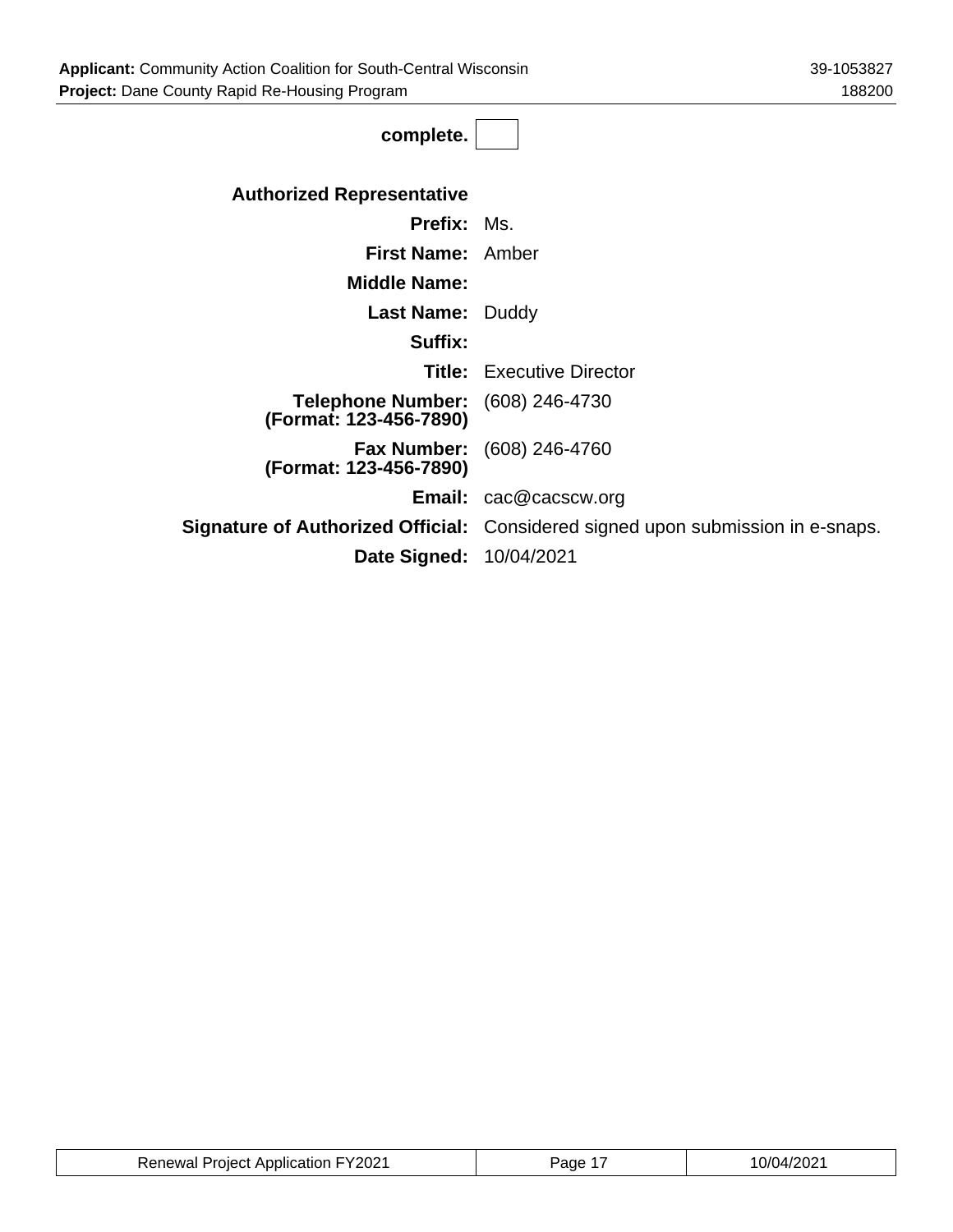**complete.** [ ]

**Authorized Representative**

| | |
|---|---|
| **Prefix:** | Ms. |
| **First Name:** | Amber |
| **Middle Name:** | |
| **Last Name:** | Duddy |
| **Suffix:** | |
| **Title:** | Executive Director |
| **Telephone Number: (Format: 123-456-7890)** | (608) 246-4730 |
| **Fax Number: (Format: 123-456-7890)** | (608) 246-4760 |
| **Email:** | cac@cacscw.org |
| **Signature of Authorized Official:** | Considered signed upon submission in e-snaps. |
| **Date Signed:** | 10/04/2021 |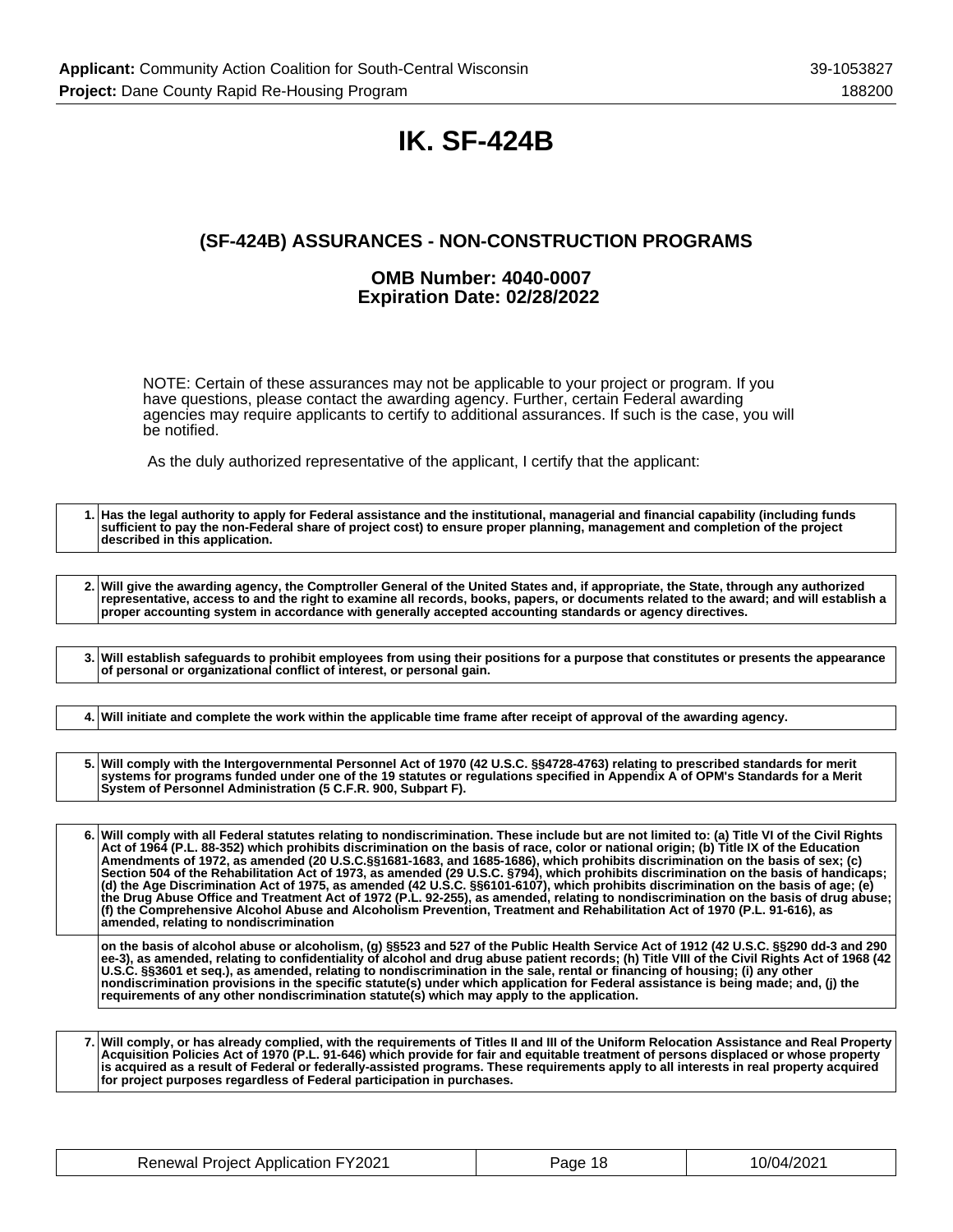# IK. SF-424B

### (SF-424B) ASSURANCES - NON-CONSTRUCTION PROGRAMS

### OMB Number: 4040-0007
### Expiration Date: 02/28/2022

NOTE: Certain of these assurances may not be applicable to your project or program. If you have questions, please contact the awarding agency. Further, certain Federal awarding agencies may require applicants to certify to additional assurances. If such is the case, you will be notified.

As the duly authorized representative of the applicant, I certify that the applicant:

| | |
|---|---|
| 1. | **Has the legal authority to apply for Federal assistance and the institutional, managerial and financial capability (including funds sufficient to pay the non-Federal share of project cost) to ensure proper planning, management and completion of the project described in this application.** |

| | |
|---|---|
| 2. | **Will give the awarding agency, the Comptroller General of the United States and, if appropriate, the State, through any authorized representative, access to and the right to examine all records, books, papers, or documents related to the award; and will establish a proper accounting system in accordance with generally accepted accounting standards or agency directives.** |

| | |
|---|---|
| 3. | **Will establish safeguards to prohibit employees from using their positions for a purpose that constitutes or presents the appearance of personal or organizational conflict of interest, or personal gain.** |

| | |
|---|---|
| 4. | **Will initiate and complete the work within the applicable time frame after receipt of approval of the awarding agency.** |

| | |
|---|---|
| 5. | **Will comply with the Intergovernmental Personnel Act of 1970 (42 U.S.C. §§4728-4763) relating to prescribed standards for merit systems for programs funded under one of the 19 statutes or regulations specified in Appendix A of OPM's Standards for a Merit System of Personnel Administration (5 C.F.R. 900, Subpart F).** |

| | |
|---|---|
| 6. | **Will comply with all Federal statutes relating to nondiscrimination. These include but are not limited to: (a) Title VI of the Civil Rights Act of 1964 (P.L. 88-352) which prohibits discrimination on the basis of race, color or national origin; (b) Title IX of the Education Amendments of 1972, as amended (20 U.S.C.§§1681-1683, and 1685-1686), which prohibits discrimination on the basis of sex; (c) Section 504 of the Rehabilitation Act of 1973, as amended (29 U.S.C. §794), which prohibits discrimination on the basis of handicaps; (d) the Age Discrimination Act of 1975, as amended (42 U.S.C. §§6101-6107), which prohibits discrimination on the basis of age; (e) the Drug Abuse Office and Treatment Act of 1972 (P.L. 92-255), as amended, relating to nondiscrimination on the basis of drug abuse; (f) the Comprehensive Alcohol Abuse and Alcoholism Prevention, Treatment and Rehabilitation Act of 1970 (P.L. 91-616), as amended, relating to nondiscrimination** |
| | **on the basis of alcohol abuse or alcoholism, (g) §§523 and 527 of the Public Health Service Act of 1912 (42 U.S.C. §§290 dd-3 and 290 ee-3), as amended, relating to confidentiality of alcohol and drug abuse patient records; (h) Title VIII of the Civil Rights Act of 1968 (42 U.S.C. §§3601 et seq.), as amended, relating to nondiscrimination in the sale, rental or financing of housing; (i) any other nondiscrimination provisions in the specific statute(s) under which application for Federal assistance is being made; and, (j) the requirements of any other nondiscrimination statute(s) which may apply to the application.** |

| | |
|---|---|
| 7. | **Will comply, or has already complied, with the requirements of Titles II and III of the Uniform Relocation Assistance and Real Property Acquisition Policies Act of 1970 (P.L. 91-646) which provide for fair and equitable treatment of persons displaced or whose property is acquired as a result of Federal or federally-assisted programs. These requirements apply to all interests in real property acquired for project purposes regardless of Federal participation in purchases.** |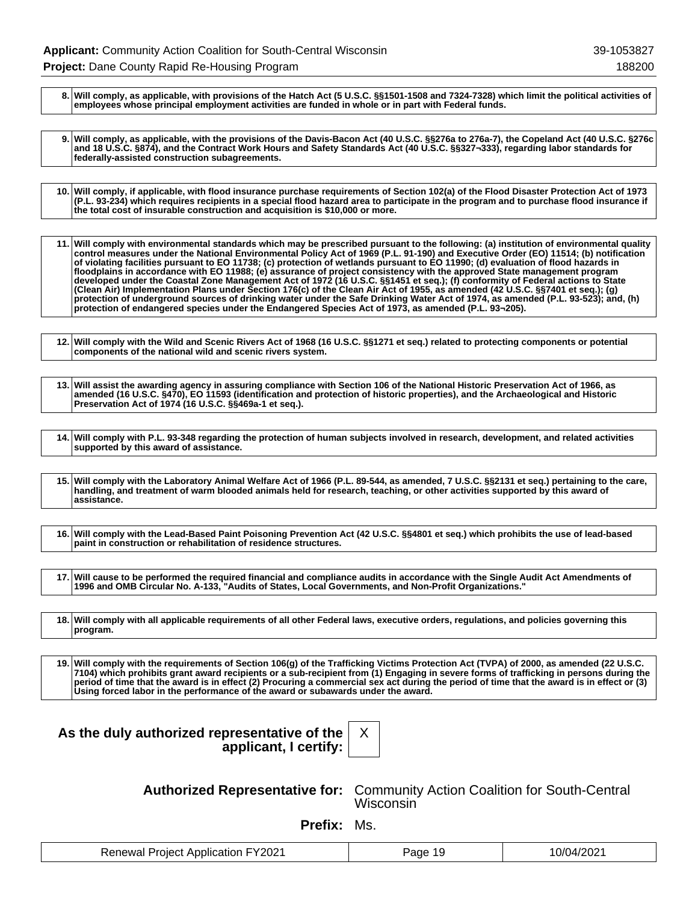| | |
|---|---|
| 8. | Will comply, as applicable, with provisions of the Hatch Act (5 U.S.C. §§1501-1508 and 7324-7328) which limit the political activities of employees whose principal employment activities are funded in whole or in part with Federal funds. |

| | |
|---|---|
| 9. | Will comply, as applicable, with the provisions of the Davis-Bacon Act (40 U.S.C. §§276a to 276a-7), the Copeland Act (40 U.S.C. §276c and 18 U.S.C. §874), and the Contract Work Hours and Safety Standards Act (40 U.S.C. §§327¬333), regarding labor standards for federally-assisted construction subagreements. |

| | |
|---|---|
| 10. | Will comply, if applicable, with flood insurance purchase requirements of Section 102(a) of the Flood Disaster Protection Act of 1973 (P.L. 93-234) which requires recipients in a special flood hazard area to participate in the program and to purchase flood insurance if the total cost of insurable construction and acquisition is $10,000 or more. |

| | |
|---|---|
| 11. | Will comply with environmental standards which may be prescribed pursuant to the following: (a) institution of environmental quality control measures under the National Environmental Policy Act of 1969 (P.L. 91-190) and Executive Order (EO) 11514; (b) notification of violating facilities pursuant to EO 11738; (c) protection of wetlands pursuant to EO 11990; (d) evaluation of flood hazards in floodplains in accordance with EO 11988; (e) assurance of project consistency with the approved State management program developed under the Coastal Zone Management Act of 1972 (16 U.S.C. §§1451 et seq.); (f) conformity of Federal actions to State (Clean Air) Implementation Plans under Section 176(c) of the Clean Air Act of 1955, as amended (42 U.S.C. §§7401 et seq.); (g) protection of underground sources of drinking water under the Safe Drinking Water Act of 1974, as amended (P.L. 93-523); and, (h) protection of endangered species under the Endangered Species Act of 1973, as amended (P.L. 93¬205). |

| | |
|---|---|
| 12. | Will comply with the Wild and Scenic Rivers Act of 1968 (16 U.S.C. §§1271 et seq.) related to protecting components or potential components of the national wild and scenic rivers system. |

| | |
|---|---|
| 13. | Will assist the awarding agency in assuring compliance with Section 106 of the National Historic Preservation Act of 1966, as amended (16 U.S.C. §470), EO 11593 (identification and protection of historic properties), and the Archaeological and Historic Preservation Act of 1974 (16 U.S.C. §§469a-1 et seq.). |

| | |
|---|---|
| 14. | Will comply with P.L. 93-348 regarding the protection of human subjects involved in research, development, and related activities supported by this award of assistance. |

| | |
|---|---|
| 15. | Will comply with the Laboratory Animal Welfare Act of 1966 (P.L. 89-544, as amended, 7 U.S.C. §§2131 et seq.) pertaining to the care, handling, and treatment of warm blooded animals held for research, teaching, or other activities supported by this award of assistance. |

| | |
|---|---|
| 16. | Will comply with the Lead-Based Paint Poisoning Prevention Act (42 U.S.C. §§4801 et seq.) which prohibits the use of lead-based paint in construction or rehabilitation of residence structures. |

| | |
|---|---|
| 17. | Will cause to be performed the required financial and compliance audits in accordance with the Single Audit Act Amendments of 1996 and OMB Circular No. A-133, "Audits of States, Local Governments, and Non-Profit Organizations." |

| | |
|---|---|
| 18. | Will comply with all applicable requirements of all other Federal laws, executive orders, regulations, and policies governing this program. |

| | |
|---|---|
| 19. | Will comply with the requirements of Section 106(g) of the Trafficking Victims Protection Act (TVPA) of 2000, as amended (22 U.S.C. 7104) which prohibits grant award recipients or a sub-recipient from (1) Engaging in severe forms of trafficking in persons during the period of time that the award is in effect (2) Procuring a commercial sex act during the period of time that the award is in effect or (3) Using forced labor in the performance of the award or subawards under the award. |

**As the duly authorized representative of the applicant, I certify:** X

**Authorized Representative for:** Community Action Coalition for South-Central Wisconsin

**Prefix:** Ms.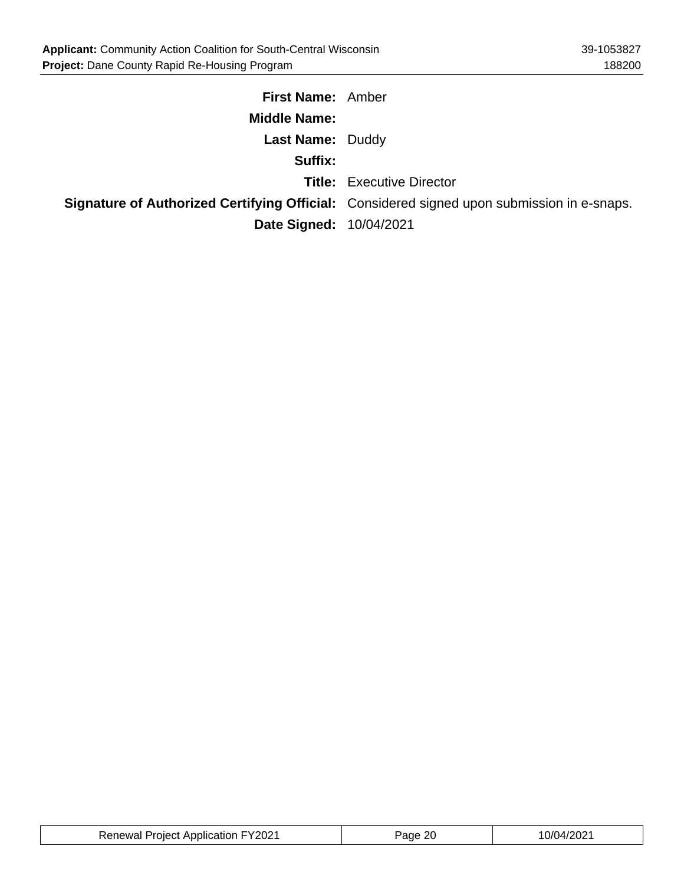**First Name:** Amber

**Middle Name:**

**Last Name:** Duddy

**Suffix:**

**Title:** Executive Director

**Signature of Authorized Certifying Official:** Considered signed upon submission in e-snaps.

**Date Signed:** 10/04/2021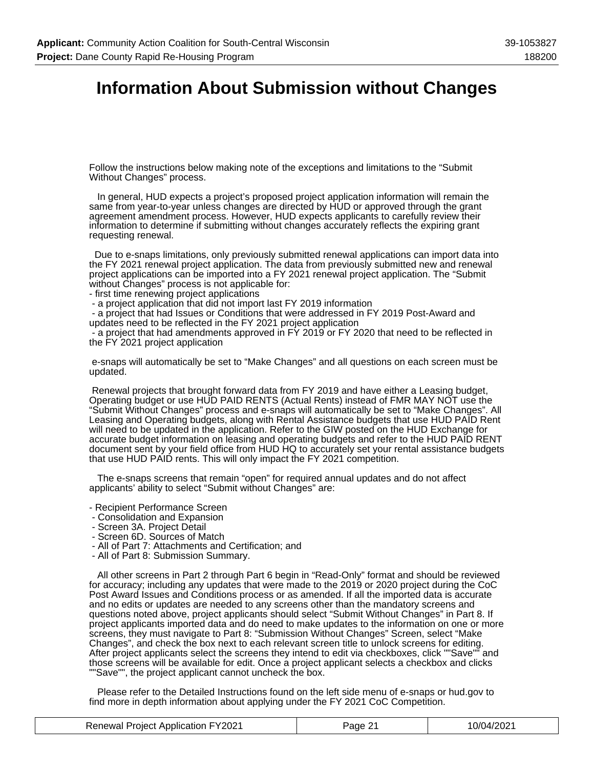# Information About Submission without Changes

Follow the instructions below making note of the exceptions and limitations to the "Submit Without Changes" process.

In general, HUD expects a project's proposed project application information will remain the same from year-to-year unless changes are directed by HUD or approved through the grant agreement amendment process. However, HUD expects applicants to carefully review their information to determine if submitting without changes accurately reflects the expiring grant requesting renewal.

Due to e-snaps limitations, only previously submitted renewal applications can import data into the FY 2021 renewal project application. The data from previously submitted new and renewal project applications can be imported into a FY 2021 renewal project application. The "Submit without Changes" process is not applicable for:

- first time renewing project applications
- a project application that did not import last FY 2019 information
- a project that had Issues or Conditions that were addressed in FY 2019 Post-Award and updates need to be reflected in the FY 2021 project application
- a project that had amendments approved in FY 2019 or FY 2020 that need to be reflected in the FY 2021 project application

e-snaps will automatically be set to "Make Changes" and all questions on each screen must be updated.

Renewal projects that brought forward data from FY 2019 and have either a Leasing budget, Operating budget or use HUD PAID RENTS (Actual Rents) instead of FMR MAY NOT use the "Submit Without Changes" process and e-snaps will automatically be set to "Make Changes". All Leasing and Operating budgets, along with Rental Assistance budgets that use HUD PAID Rent will need to be updated in the application. Refer to the GIW posted on the HUD Exchange for accurate budget information on leasing and operating budgets and refer to the HUD PAID RENT document sent by your field office from HUD HQ to accurately set your rental assistance budgets that use HUD PAID rents. This will only impact the FY 2021 competition.

The e-snaps screens that remain "open" for required annual updates and do not affect applicants' ability to select "Submit without Changes" are:

- Recipient Performance Screen
- Consolidation and Expansion
- Screen 3A. Project Detail
- Screen 6D. Sources of Match
- All of Part 7: Attachments and Certification; and
- All of Part 8: Submission Summary.

All other screens in Part 2 through Part 6 begin in "Read-Only" format and should be reviewed for accuracy; including any updates that were made to the 2019 or 2020 project during the CoC Post Award Issues and Conditions process or as amended. If all the imported data is accurate and no edits or updates are needed to any screens other than the mandatory screens and questions noted above, project applicants should select "Submit Without Changes" in Part 8. If project applicants imported data and do need to make updates to the information on one or more screens, they must navigate to Part 8: "Submission Without Changes" Screen, select "Make Changes", and check the box next to each relevant screen title to unlock screens for editing. After project applicants select the screens they intend to edit via checkboxes, click ""Save"" and those screens will be available for edit. Once a project applicant selects a checkbox and clicks ""Save"", the project applicant cannot uncheck the box.

Please refer to the Detailed Instructions found on the left side menu of e-snaps or hud.gov to find more in depth information about applying under the FY 2021 CoC Competition.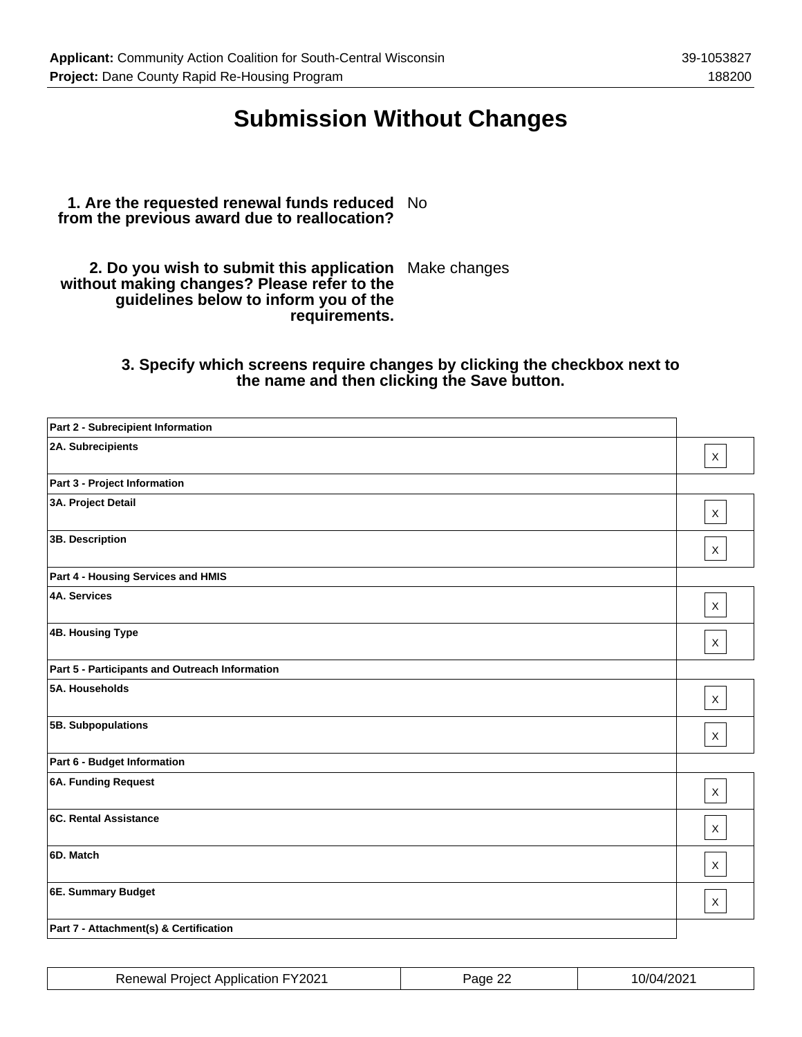# Submission Without Changes

**1. Are the requested renewal funds reduced from the previous award due to reallocation?** No

**2. Do you wish to submit this application without making changes? Please refer to the guidelines below to inform you of the requirements.** Make changes

**3. Specify which screens require changes by clicking the checkbox next to the name and then clicking the Save button.**

| | |
|---|---|
| **Part 2 - Subrecipient Information** | |
| **2A. Subrecipients** | X |
| **Part 3 - Project Information** | |
| **3A. Project Detail** | X |
| **3B. Description** | X |
| **Part 4 - Housing Services and HMIS** | |
| **4A. Services** | X |
| **4B. Housing Type** | X |
| **Part 5 - Participants and Outreach Information** | |
| **5A. Households** | X |
| **5B. Subpopulations** | X |
| **Part 6 - Budget Information** | |
| **6A. Funding Request** | X |
| **6C. Rental Assistance** | X |
| **6D. Match** | X |
| **6E. Summary Budget** | X |
| **Part 7 - Attachment(s) & Certification** | |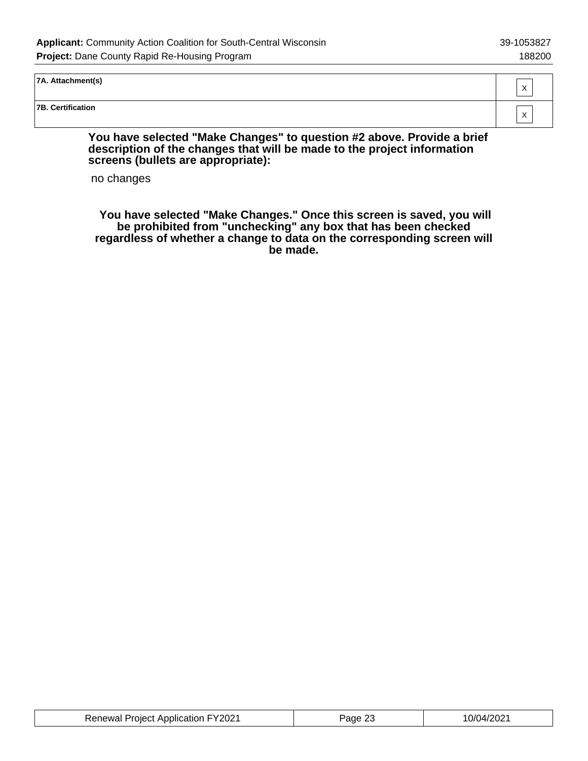| | |
|---|---|
| **7A. Attachment(s)** | X |
| **7B. Certification** | X |

**You have selected "Make Changes" to question #2 above. Provide a brief description of the changes that will be made to the project information screens (bullets are appropriate):**

no changes

**You have selected "Make Changes." Once this screen is saved, you will be prohibited from "unchecking" any box that has been checked regardless of whether a change to data on the corresponding screen will be made.**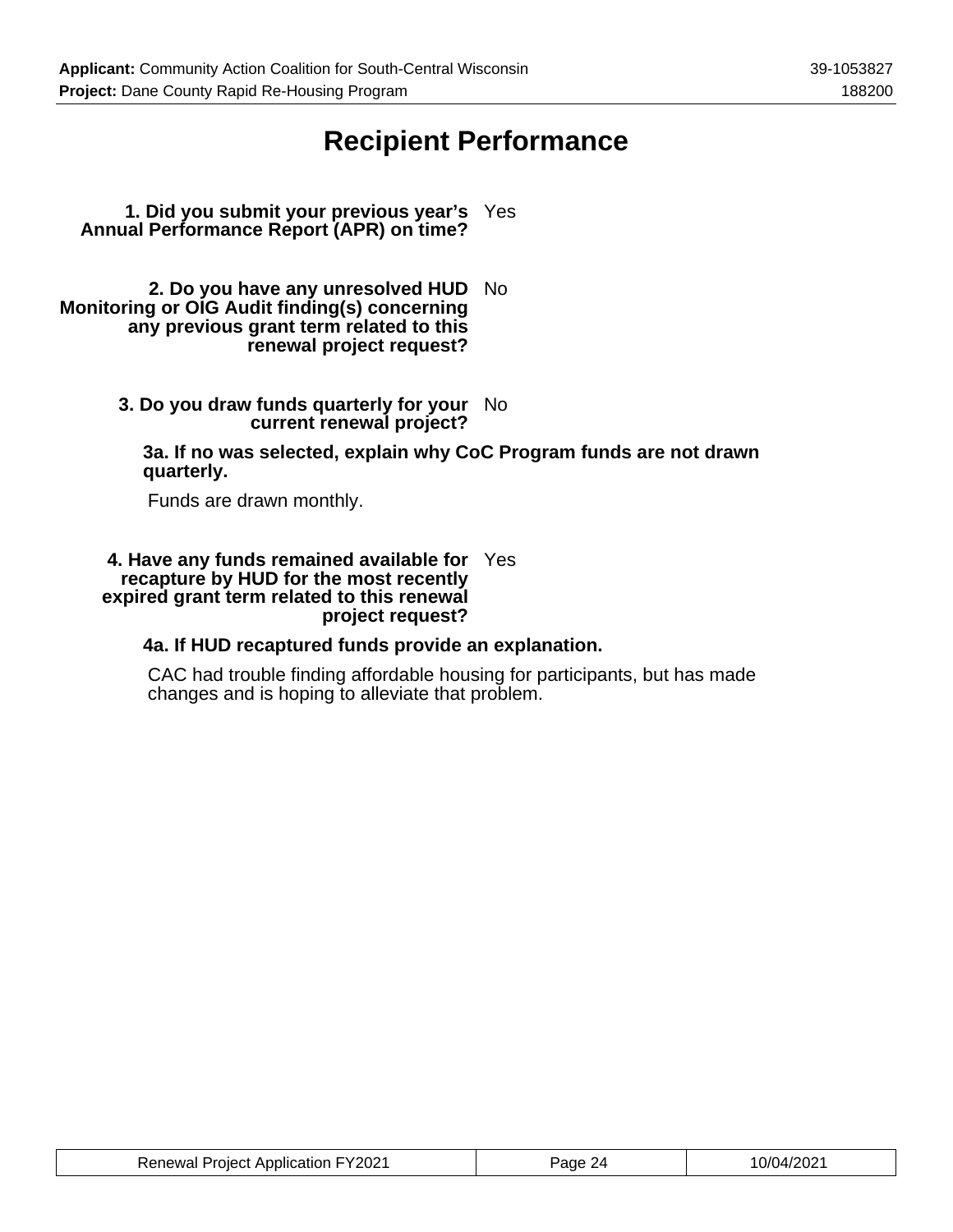# Recipient Performance

**1. Did you submit your previous year's Annual Performance Report (APR) on time?** Yes

**2. Do you have any unresolved HUD Monitoring or OIG Audit finding(s) concerning any previous grant term related to this renewal project request?** No

**3. Do you draw funds quarterly for your current renewal project?** No

**3a. If no was selected, explain why CoC Program funds are not drawn quarterly.**

Funds are drawn monthly.

**4. Have any funds remained available for recapture by HUD for the most recently expired grant term related to this renewal project request?** Yes

**4a. If HUD recaptured funds provide an explanation.**

CAC had trouble finding affordable housing for participants, but has made changes and is hoping to alleviate that problem.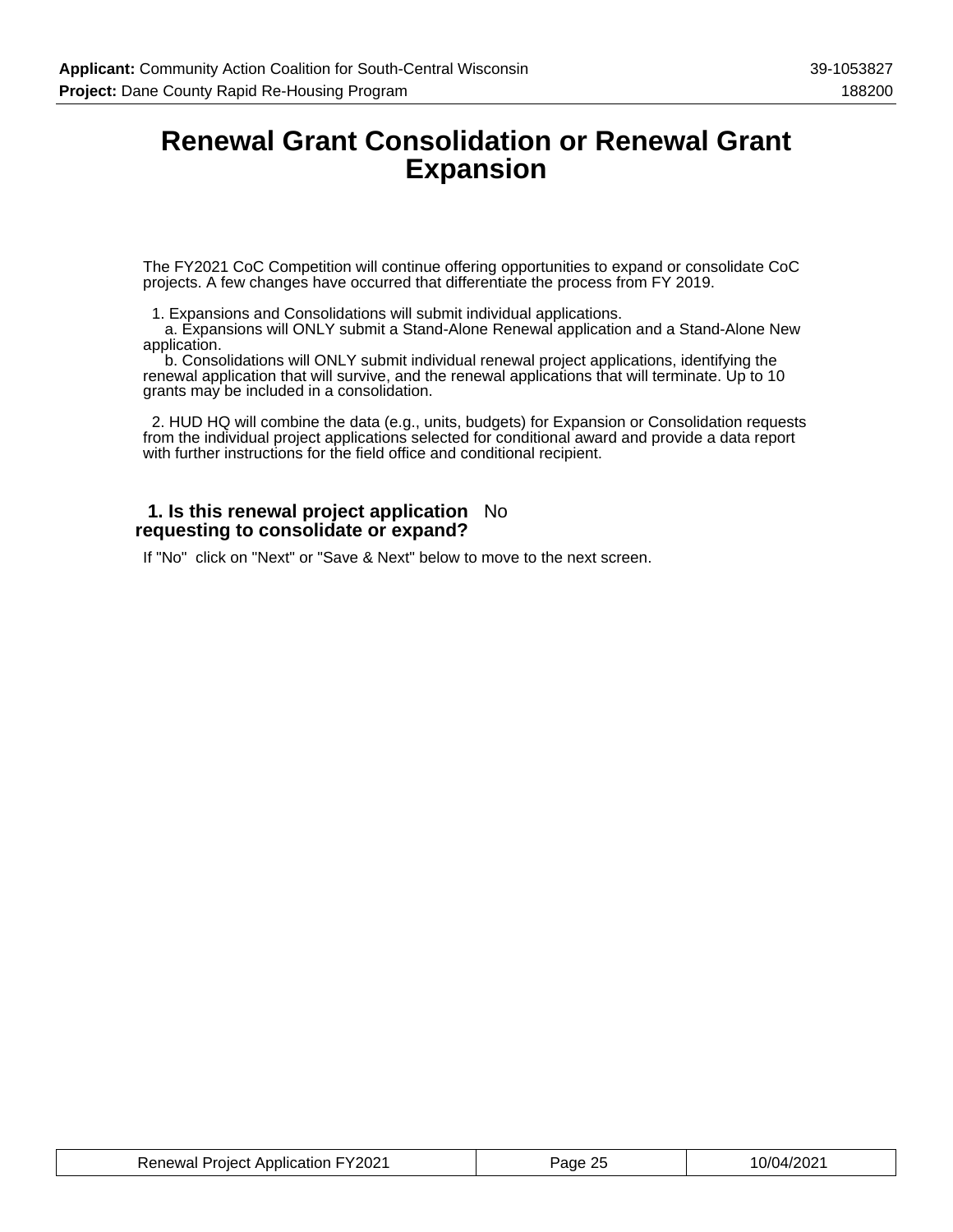# Renewal Grant Consolidation or Renewal Grant Expansion

The FY2021 CoC Competition will continue offering opportunities to expand or consolidate CoC projects. A few changes have occurred that differentiate the process from FY 2019.

1. Expansions and Consolidations will submit individual applications.
   a. Expansions will ONLY submit a Stand-Alone Renewal application and a Stand-Alone New application.
   b. Consolidations will ONLY submit individual renewal project applications, identifying the renewal application that will survive, and the renewal applications that will terminate. Up to 10 grants may be included in a consolidation.

2. HUD HQ will combine the data (e.g., units, budgets) for Expansion or Consolidation requests from the individual project applications selected for conditional award and provide a data report with further instructions for the field office and conditional recipient.

**1. Is this renewal project application requesting to consolidate or expand?** No

If "No" click on "Next" or "Save & Next" below to move to the next screen.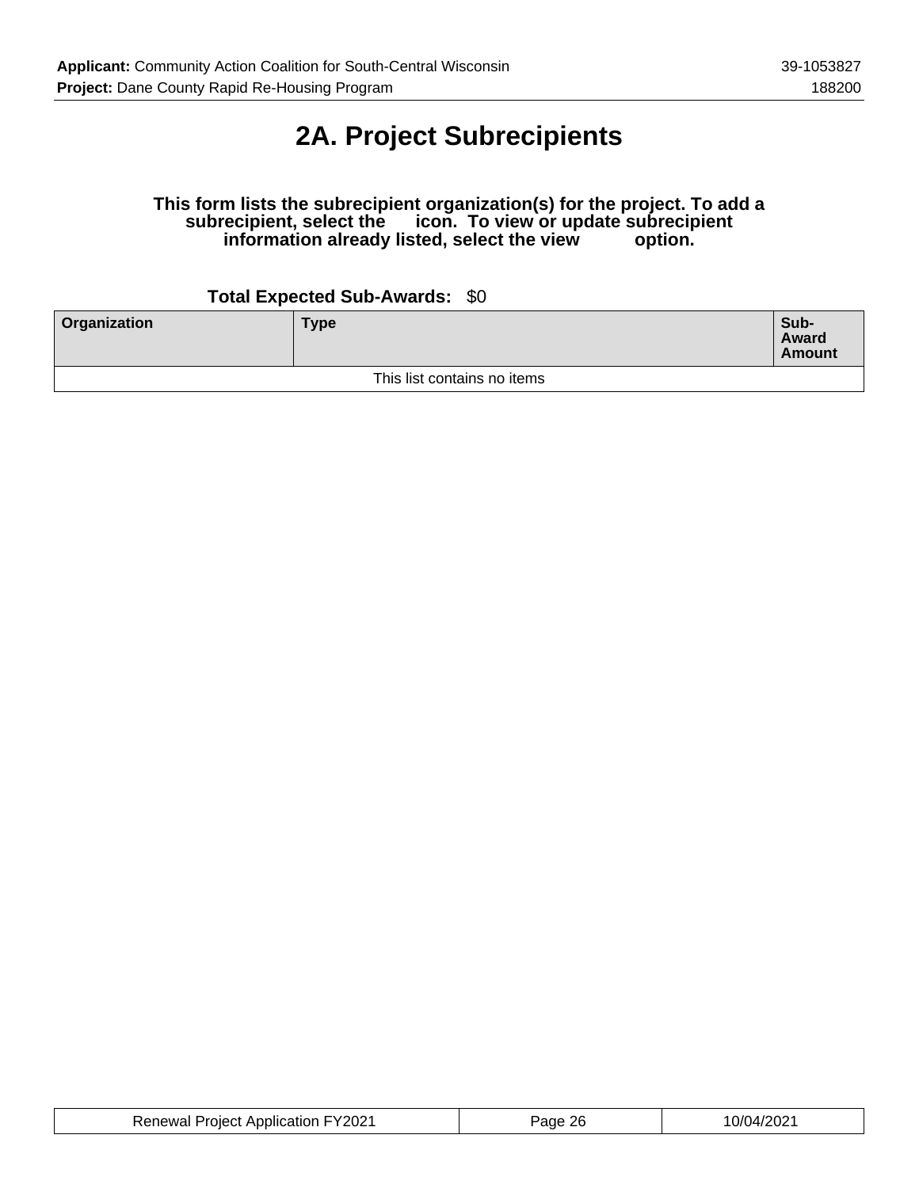# 2A. Project Subrecipients

**This form lists the subrecipient organization(s) for the project. To add a subrecipient, select the icon. To view or update subrecipient information already listed, select the view option.**

**Total Expected Sub-Awards:** $0

| Organization | Type | Sub-Award Amount |
|---|---|---|
| This list contains no items | | |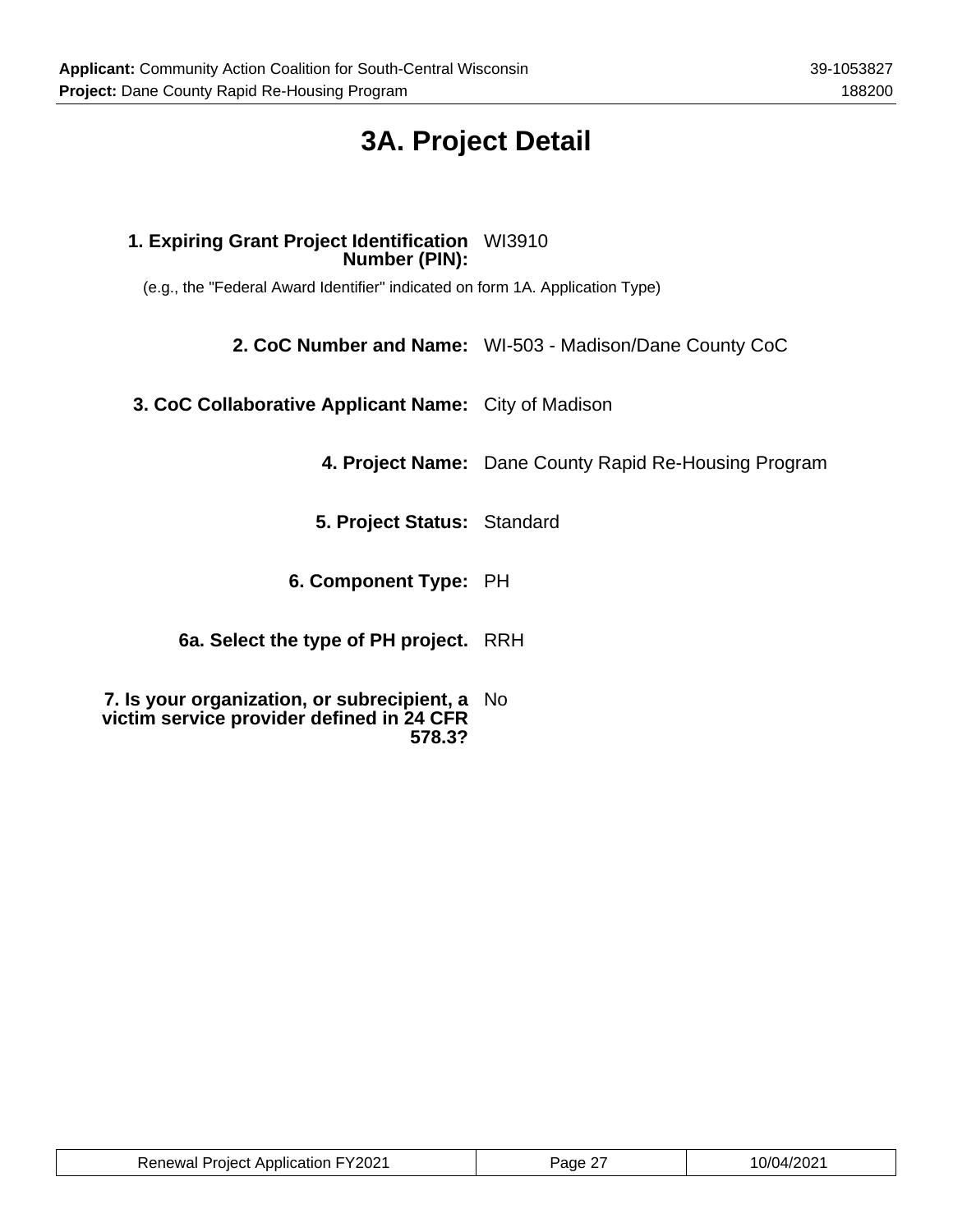# 3A. Project Detail

**1. Expiring Grant Project Identification Number (PIN):** WI3910

(e.g., the "Federal Award Identifier" indicated on form 1A. Application Type)

**2. CoC Number and Name:** WI-503 - Madison/Dane County CoC

**3. CoC Collaborative Applicant Name:** City of Madison

**4. Project Name:** Dane County Rapid Re-Housing Program

**5. Project Status:** Standard

**6. Component Type:** PH

**6a. Select the type of PH project.** RRH

**7. Is your organization, or subrecipient, a victim service provider defined in 24 CFR 578.3?** No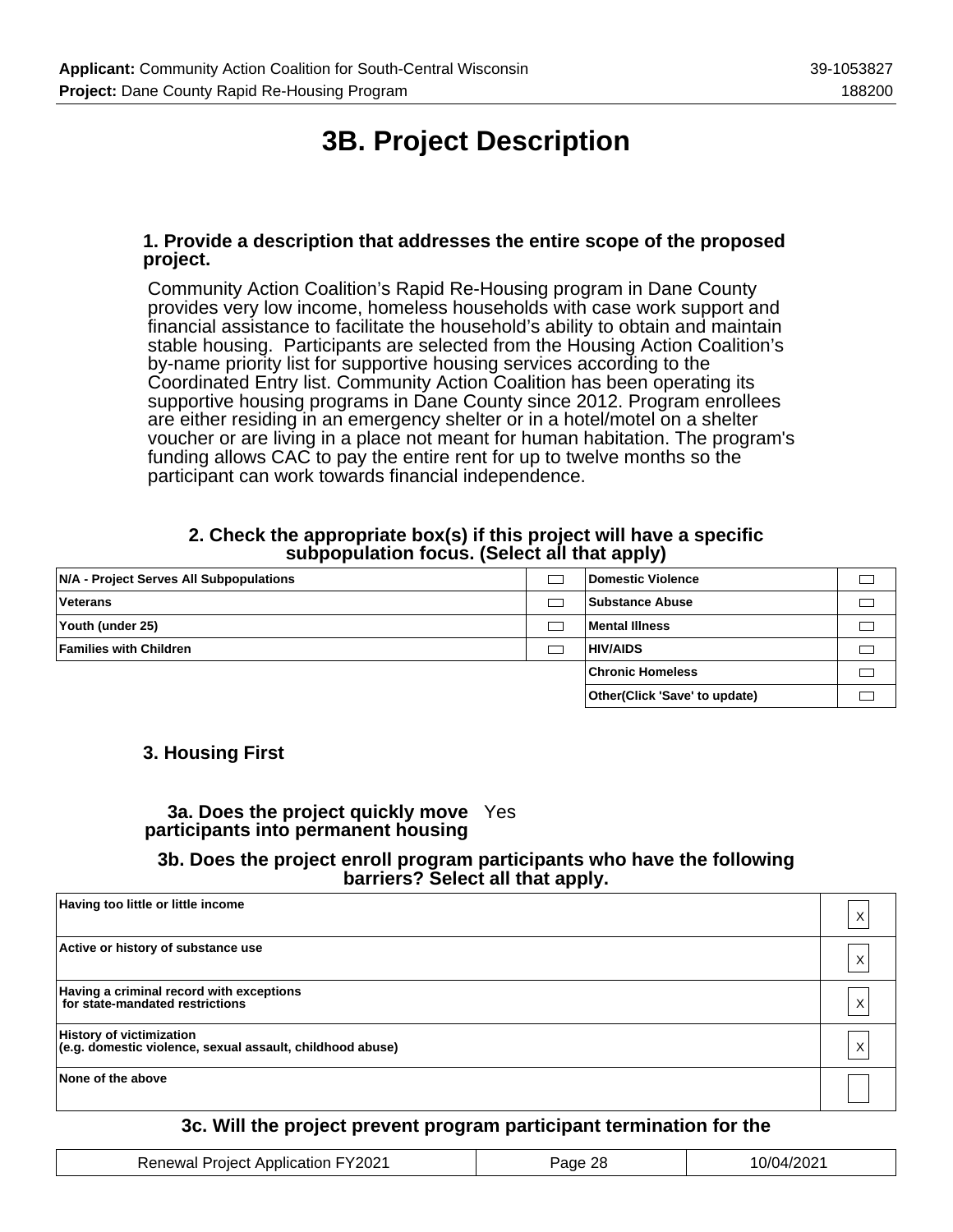# 3B. Project Description

### 1. Provide a description that addresses the entire scope of the proposed project.

Community Action Coalition's Rapid Re-Housing program in Dane County provides very low income, homeless households with case work support and financial assistance to facilitate the household's ability to obtain and maintain stable housing. Participants are selected from the Housing Action Coalition's by-name priority list for supportive housing services according to the Coordinated Entry list. Community Action Coalition has been operating its supportive housing programs in Dane County since 2012. Program enrollees are either residing in an emergency shelter or in a hotel/motel on a shelter voucher or are living in a place not meant for human habitation. The program's funding allows CAC to pay the entire rent for up to twelve months so the participant can work towards financial independence.

### 2. Check the appropriate box(s) if this project will have a specific subpopulation focus. (Select all that apply)

| | | | |
|---|---|---|---|
| N/A - Project Serves All Subpopulations | ☐ | Domestic Violence | ☐ |
| Veterans | ☐ | Substance Abuse | ☐ |
| Youth (under 25) | ☐ | Mental Illness | ☐ |
| Families with Children | ☐ | HIV/AIDS | ☐ |
| | | Chronic Homeless | ☐ |
| | | Other(Click 'Save' to update) | ☐ |

### 3. Housing First

**3a. Does the project quickly move participants into permanent housing** Yes

**3b. Does the project enroll program participants who have the following barriers? Select all that apply.**

| | |
|---|---|
| Having too little or little income | X |
| Active or history of substance use | X |
| Having a criminal record with exceptions for state-mandated restrictions | X |
| History of victimization (e.g. domestic violence, sexual assault, childhood abuse) | X |
| None of the above | |

**3c. Will the project prevent program participant termination for the**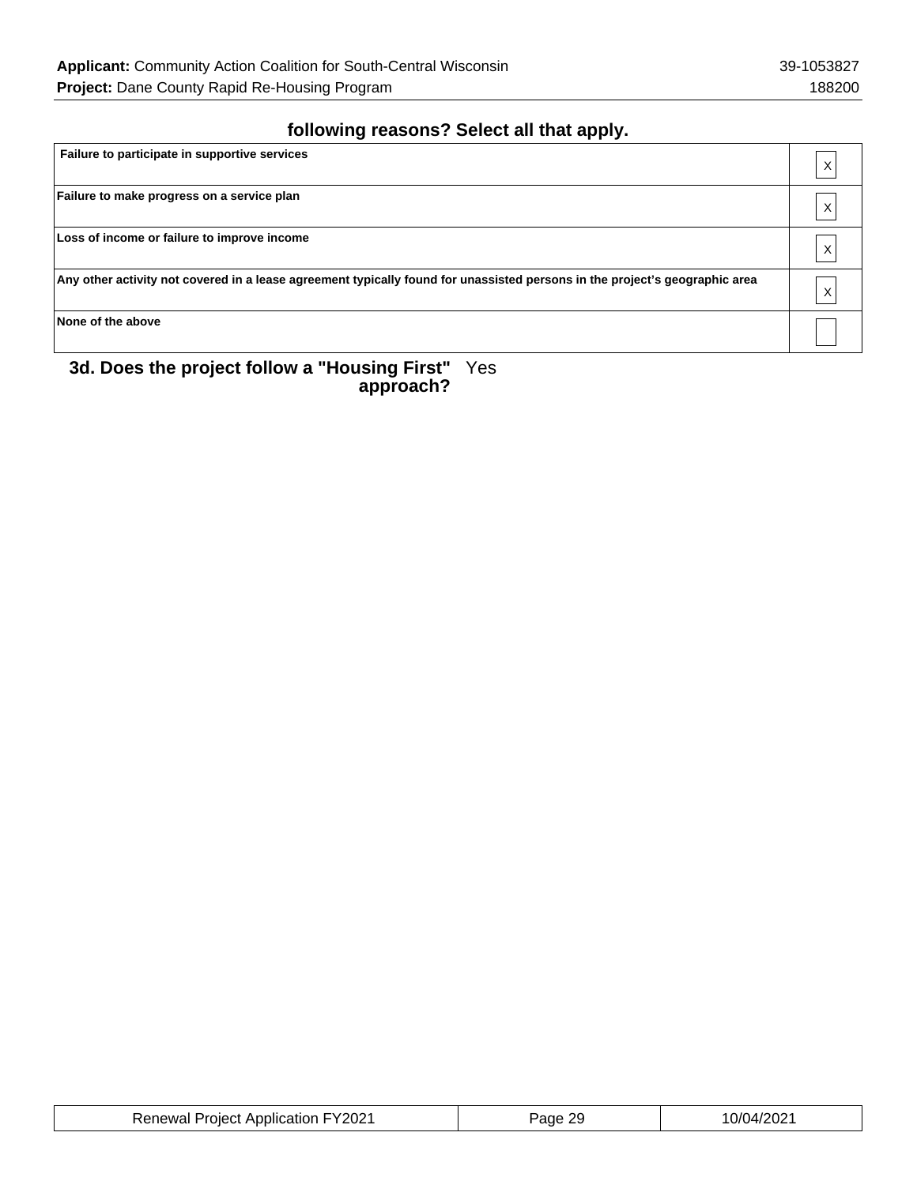### following reasons? Select all that apply.

| | |
|---|---|
| Failure to participate in supportive services | X |
| Failure to make progress on a service plan | X |
| Loss of income or failure to improve income | X |
| Any other activity not covered in a lease agreement typically found for unassisted persons in the project's geographic area | X |
| None of the above | |

**3d. Does the project follow a "Housing First" approach?** Yes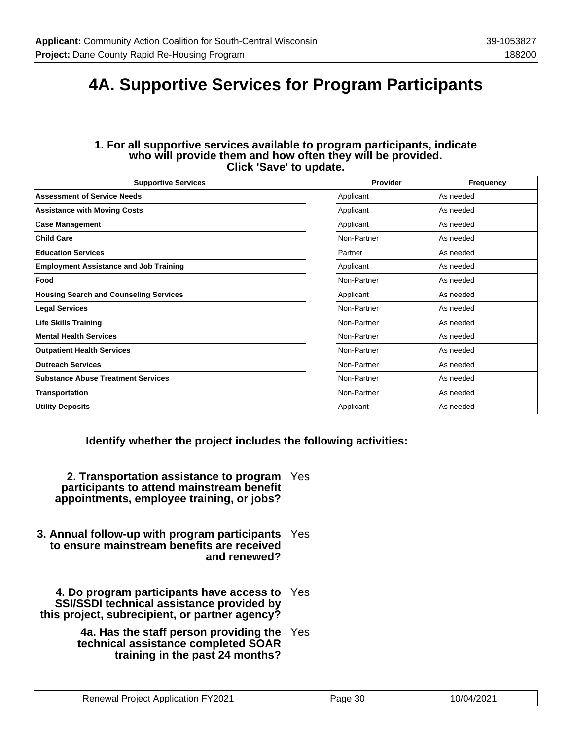# 4A. Supportive Services for Program Participants

**1. For all supportive services available to program participants, indicate who will provide them and how often they will be provided. Click 'Save' to update.**

| Supportive Services | | Provider | Frequency |
|---|---|---|---|
| **Assessment of Service Needs** | | Applicant | As needed |
| **Assistance with Moving Costs** | | Applicant | As needed |
| **Case Management** | | Applicant | As needed |
| **Child Care** | | Non-Partner | As needed |
| **Education Services** | | Partner | As needed |
| **Employment Assistance and Job Training** | | Applicant | As needed |
| **Food** | | Non-Partner | As needed |
| **Housing Search and Counseling Services** | | Applicant | As needed |
| **Legal Services** | | Non-Partner | As needed |
| **Life Skills Training** | | Non-Partner | As needed |
| **Mental Health Services** | | Non-Partner | As needed |
| **Outpatient Health Services** | | Non-Partner | As needed |
| **Outreach Services** | | Non-Partner | As needed |
| **Substance Abuse Treatment Services** | | Non-Partner | As needed |
| **Transportation** | | Non-Partner | As needed |
| **Utility Deposits** | | Applicant | As needed |

**Identify whether the project includes the following activities:**

**2. Transportation assistance to program participants to attend mainstream benefit appointments, employee training, or jobs?** Yes

**3. Annual follow-up with program participants to ensure mainstream benefits are received and renewed?** Yes

**4. Do program participants have access to SSI/SSDI technical assistance provided by this project, subrecipient, or partner agency?** Yes

**4a. Has the staff person providing the technical assistance completed SOAR training in the past 24 months?** Yes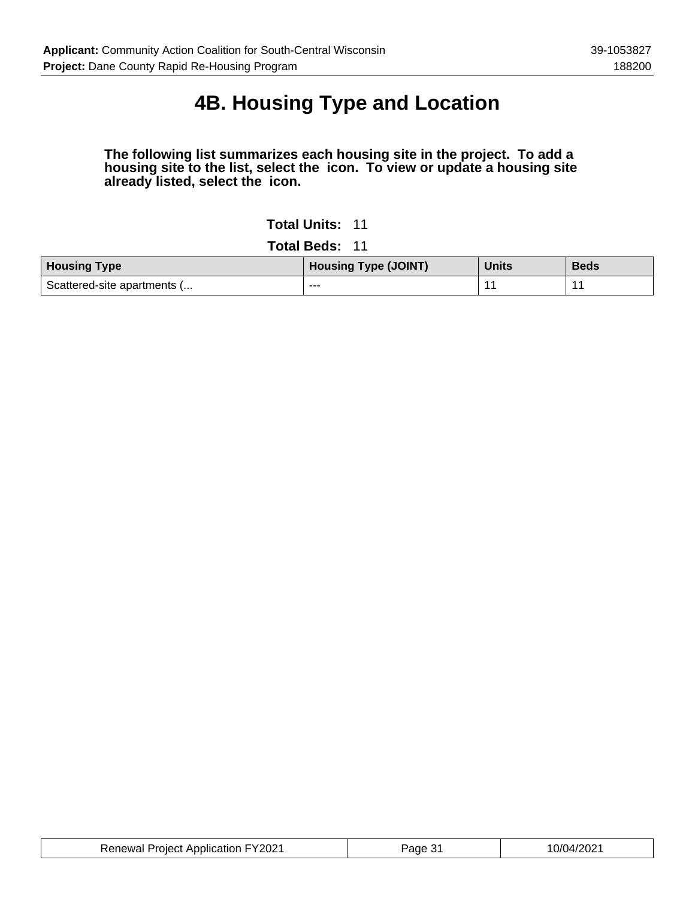# 4B. Housing Type and Location

**The following list summarizes each housing site in the project. To add a housing site to the list, select the icon. To view or update a housing site already listed, select the icon.**

**Total Units:** 11

**Total Beds:** 11

| Housing Type | Housing Type (JOINT) | Units | Beds |
|---|---|---|---|
| Scattered-site apartments (... | --- | 11 | 11 |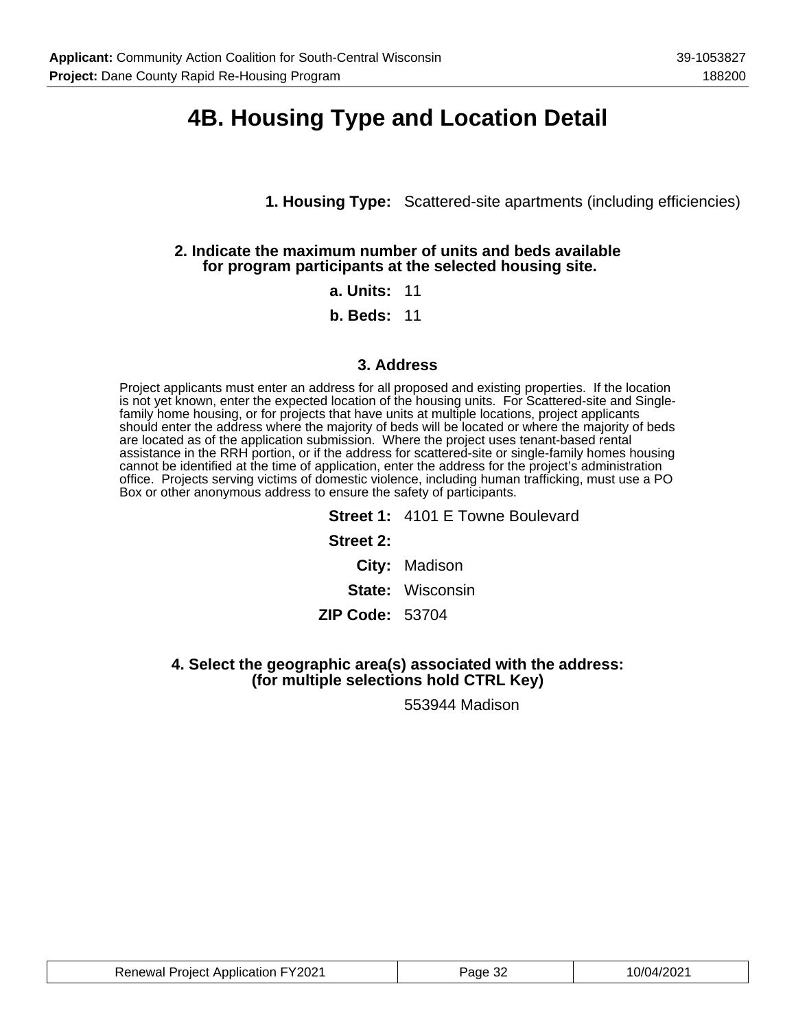# 4B. Housing Type and Location Detail

**1. Housing Type:** Scattered-site apartments (including efficiencies)

**2. Indicate the maximum number of units and beds available for program participants at the selected housing site.**

**a. Units:** 11

**b. Beds:** 11

### 3. Address

Project applicants must enter an address for all proposed and existing properties. If the location is not yet known, enter the expected location of the housing units. For Scattered-site and Single-family home housing, or for projects that have units at multiple locations, project applicants should enter the address where the majority of beds will be located or where the majority of beds are located as of the application submission. Where the project uses tenant-based rental assistance in the RRH portion, or if the address for scattered-site or single-family homes housing cannot be identified at the time of application, enter the address for the project's administration office. Projects serving victims of domestic violence, including human trafficking, must use a PO Box or other anonymous address to ensure the safety of participants.

**Street 1:** 4101 E Towne Boulevard

**Street 2:**

**City:** Madison

**State:** Wisconsin

**ZIP Code:** 53704

**4. Select the geographic area(s) associated with the address: (for multiple selections hold CTRL Key)**

553944 Madison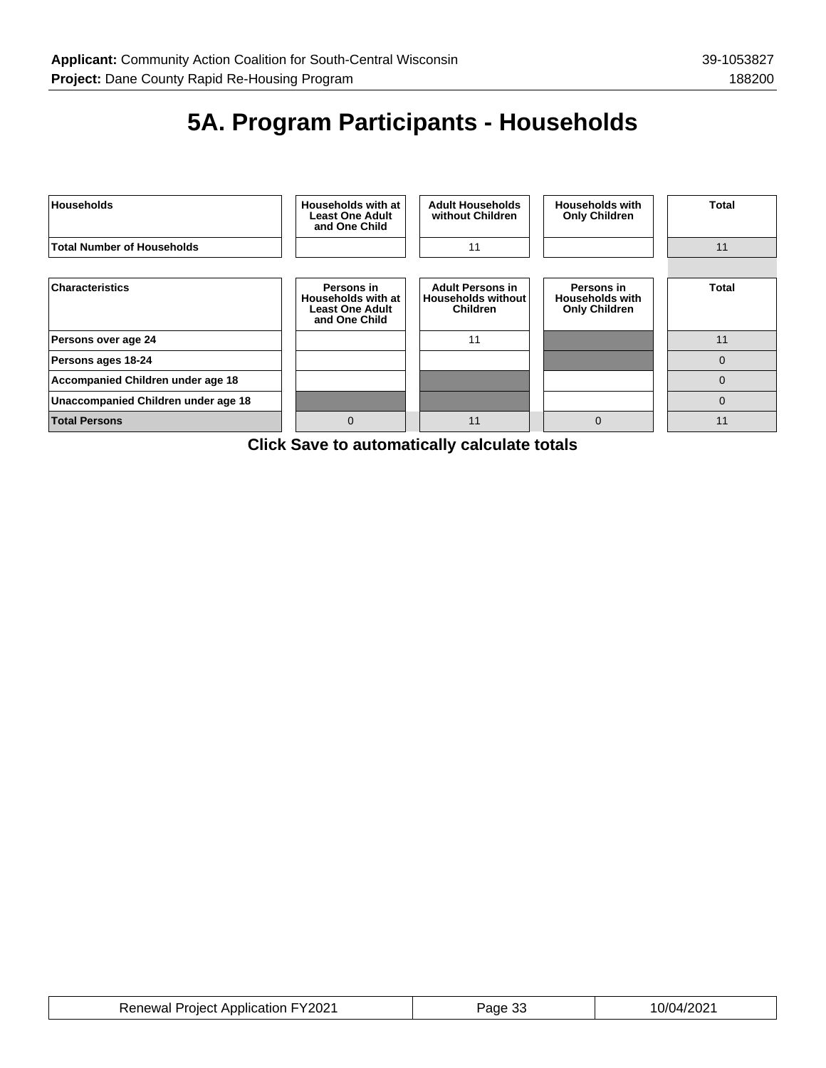# 5A. Program Participants - Households

| Households | Households with at Least One Adult and One Child | Adult Households without Children | Households with Only Children | Total |
|---|---|---|---|---|
| Total Number of Households | | 11 | | 11 |

| Characteristics | Persons in Households with at Least One Adult and One Child | Adult Persons in Households without Children | Persons in Households with Only Children | Total |
|---|---|---|---|---|
| Persons over age 24 | | 11 | | 11 |
| Persons ages 18-24 | | | | 0 |
| Accompanied Children under age 18 | | | | 0 |
| Unaccompanied Children under age 18 | | | | 0 |
| **Total Persons** | 0 | 11 | 0 | 11 |

**Click Save to automatically calculate totals**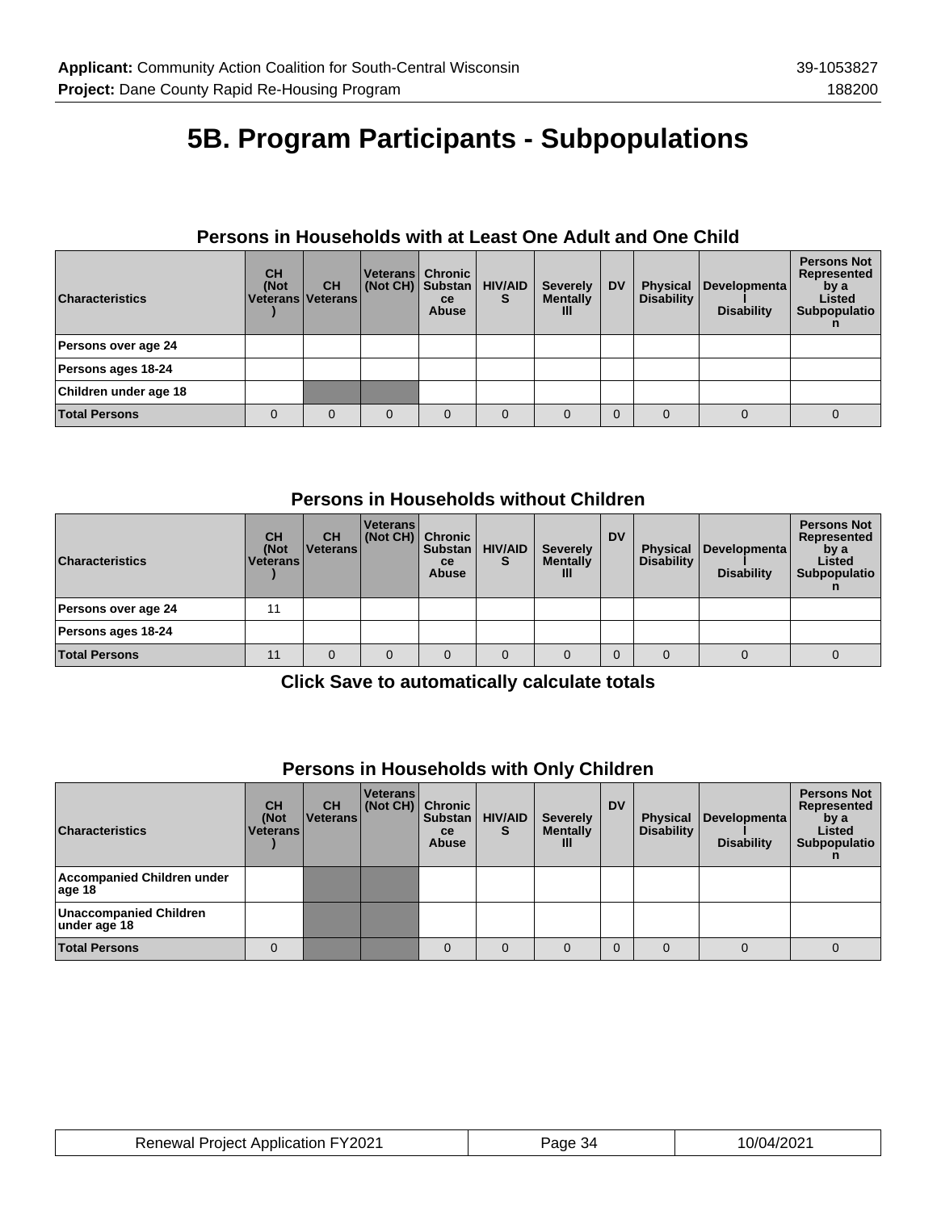# 5B. Program Participants - Subpopulations

### Persons in Households with at Least One Adult and One Child

| Characteristics | CH (Not Veterans) | CH Veterans | Veterans (Not CH) | Chronic Substance Abuse | HIV/AIDS | Severely Mentally Ill | DV | Physical Disability | Developmental Disability | Persons Not Represented by a Listed Subpopulation |
|---|---|---|---|---|---|---|---|---|---|---|
| Persons over age 24 | | | | | | | | | | |
| Persons ages 18-24 | | | | | | | | | | |
| Children under age 18 | | | | | | | | | | |
| **Total Persons** | 0 | 0 | 0 | 0 | 0 | 0 | 0 | 0 | 0 | 0 |

### Persons in Households without Children

| Characteristics | CH (Not Veterans) | CH Veterans | Veterans (Not CH) | Chronic Substance Abuse | HIV/AIDS | Severely Mentally Ill | DV | Physical Disability | Developmental Disability | Persons Not Represented by a Listed Subpopulation |
|---|---|---|---|---|---|---|---|---|---|---|
| Persons over age 24 | 11 | | | | | | | | | |
| Persons ages 18-24 | | | | | | | | | | |
| **Total Persons** | 11 | 0 | 0 | 0 | 0 | 0 | 0 | 0 | 0 | 0 |

**Click Save to automatically calculate totals**

### Persons in Households with Only Children

| Characteristics | CH (Not Veterans) | CH Veterans | Veterans (Not CH) | Chronic Substance Abuse | HIV/AIDS | Severely Mentally Ill | DV | Physical Disability | Developmental Disability | Persons Not Represented by a Listed Subpopulation |
|---|---|---|---|---|---|---|---|---|---|---|
| Accompanied Children under age 18 | | | | | | | | | | |
| Unaccompanied Children under age 18 | | | | | | | | | | |
| **Total Persons** | 0 | | | 0 | 0 | 0 | 0 | 0 | 0 | 0 |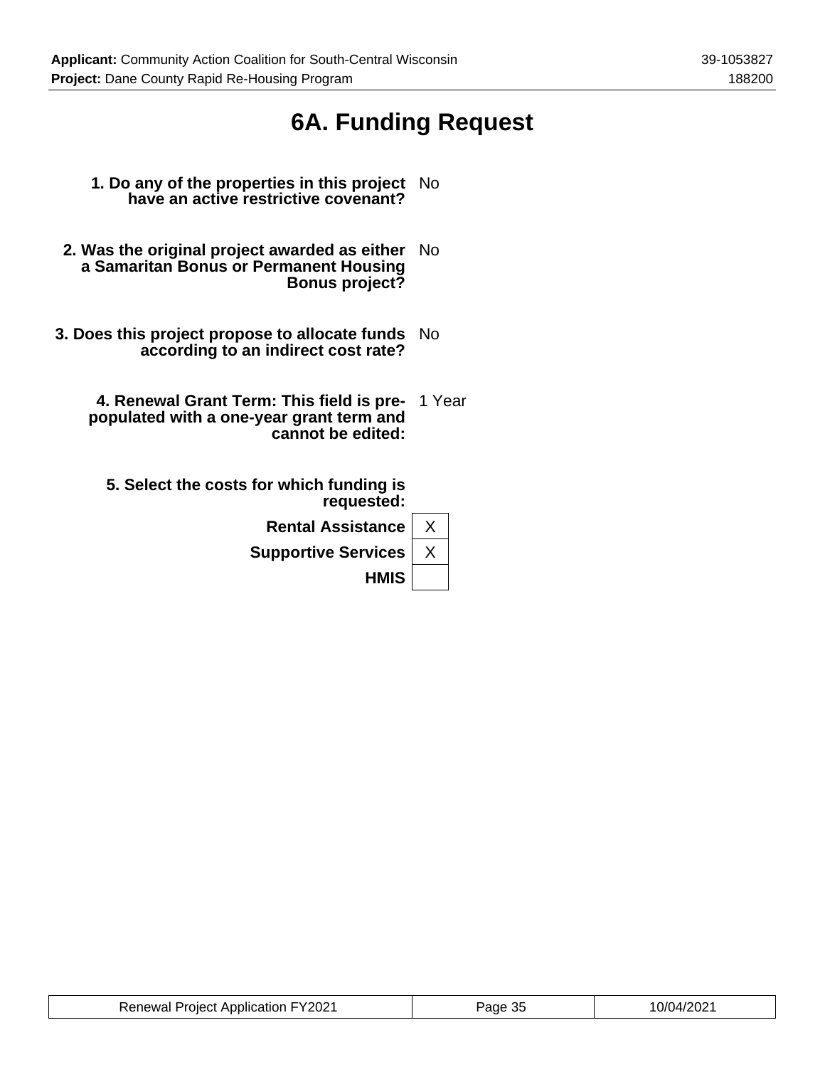# 6A. Funding Request

**1. Do any of the properties in this project have an active restrictive covenant?** No

**2. Was the original project awarded as either a Samaritan Bonus or Permanent Housing Bonus project?** No

**3. Does this project propose to allocate funds according to an indirect cost rate?** No

**4. Renewal Grant Term: This field is pre-populated with a one-year grant term and cannot be edited:** 1 Year

**5. Select the costs for which funding is requested:**

| | |
|---|---|
| **Rental Assistance** | X |
| **Supportive Services** | X |
| **HMIS** | |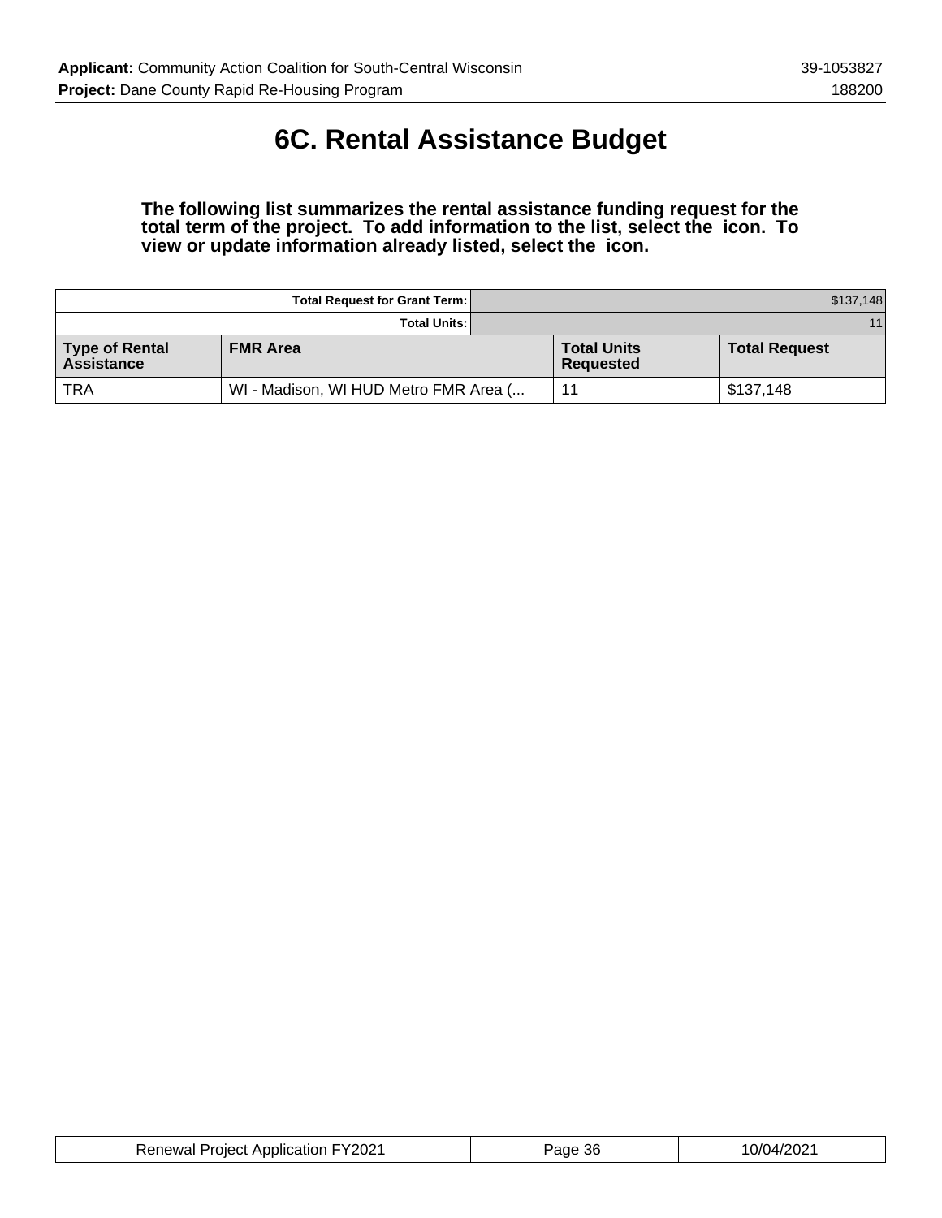# 6C. Rental Assistance Budget

**The following list summarizes the rental assistance funding request for the total term of the project. To add information to the list, select the icon. To view or update information already listed, select the icon.**

| | | | |
|---|---|---|---|
| **Total Request for Grant Term:** | | | $137,148 |
| **Total Units:** | | | 11 |
| **Type of Rental Assistance** | **FMR Area** | **Total Units Requested** | **Total Request** |
| TRA | WI - Madison, WI HUD Metro FMR Area (... | 11 | $137,148 |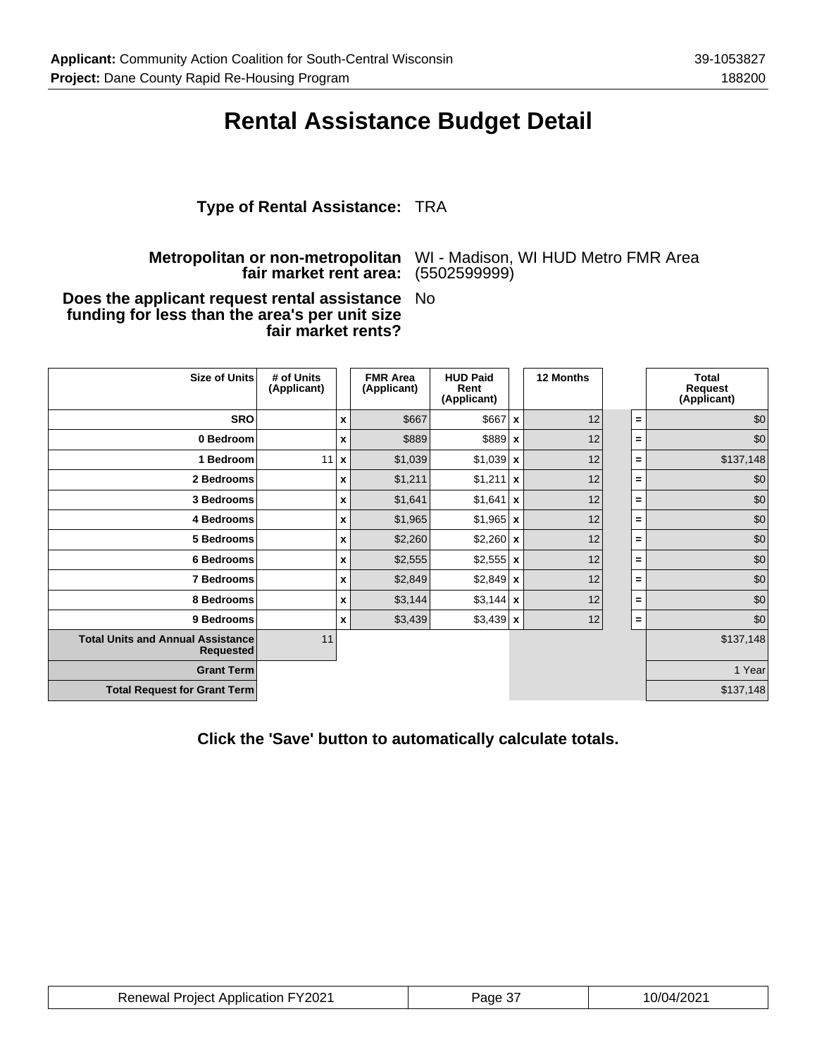# Rental Assistance Budget Detail

**Type of Rental Assistance:** TRA

**Metropolitan or non-metropolitan fair market rent area:** WI - Madison, WI HUD Metro FMR Area (5502599999)

**Does the applicant request rental assistance funding for less than the area's per unit size fair market rents?** No

| Size of Units | # of Units (Applicant) | | FMR Area (Applicant) | HUD Paid Rent (Applicant) | | 12 Months | | | Total Request (Applicant) |
|---|---|---|---|---|---|---|---|---|---|
| SRO | | x | $667 | $667 | x | 12 | | = | $0 |
| 0 Bedroom | | x | $889 | $889 | x | 12 | | = | $0 |
| 1 Bedroom | 11 | x | $1,039 | $1,039 | x | 12 | | = | $137,148 |
| 2 Bedrooms | | x | $1,211 | $1,211 | x | 12 | | = | $0 |
| 3 Bedrooms | | x | $1,641 | $1,641 | x | 12 | | = | $0 |
| 4 Bedrooms | | x | $1,965 | $1,965 | x | 12 | | = | $0 |
| 5 Bedrooms | | x | $2,260 | $2,260 | x | 12 | | = | $0 |
| 6 Bedrooms | | x | $2,555 | $2,555 | x | 12 | | = | $0 |
| 7 Bedrooms | | x | $2,849 | $2,849 | x | 12 | | = | $0 |
| 8 Bedrooms | | x | $3,144 | $3,144 | x | 12 | | = | $0 |
| 9 Bedrooms | | x | $3,439 | $3,439 | x | 12 | | = | $0 |
| Total Units and Annual Assistance Requested | 11 | | | | | | | | $137,148 |
| Grant Term | | | | | | | | | 1 Year |
| Total Request for Grant Term | | | | | | | | | $137,148 |

**Click the 'Save' button to automatically calculate totals.**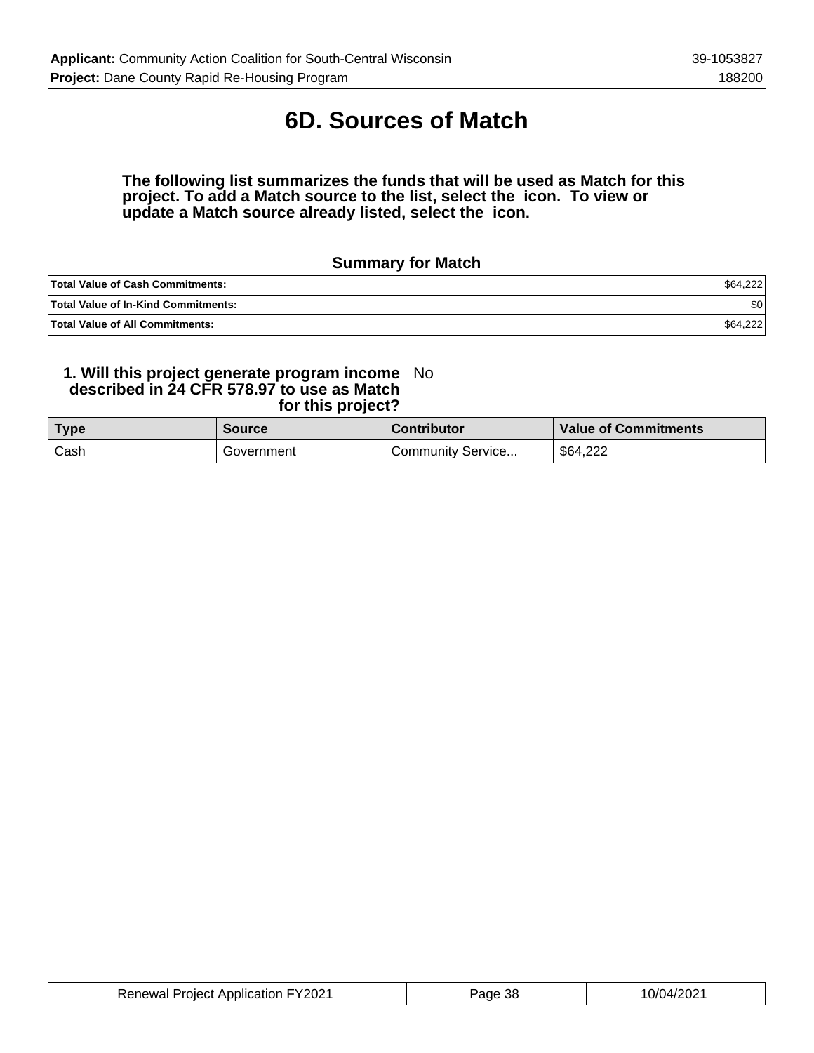# 6D. Sources of Match

**The following list summarizes the funds that will be used as Match for this project. To add a Match source to the list, select the icon. To view or update a Match source already listed, select the icon.**

### Summary for Match

| | |
|---|---|
| **Total Value of Cash Commitments:** | $64,222 |
| **Total Value of In-Kind Commitments:** | $0 |
| **Total Value of All Commitments:** | $64,222 |

**1. Will this project generate program income described in 24 CFR 578.97 to use as Match for this project?** No

| Type | Source | Contributor | Value of Commitments |
|---|---|---|---|
| Cash | Government | Community Service... | $64,222 |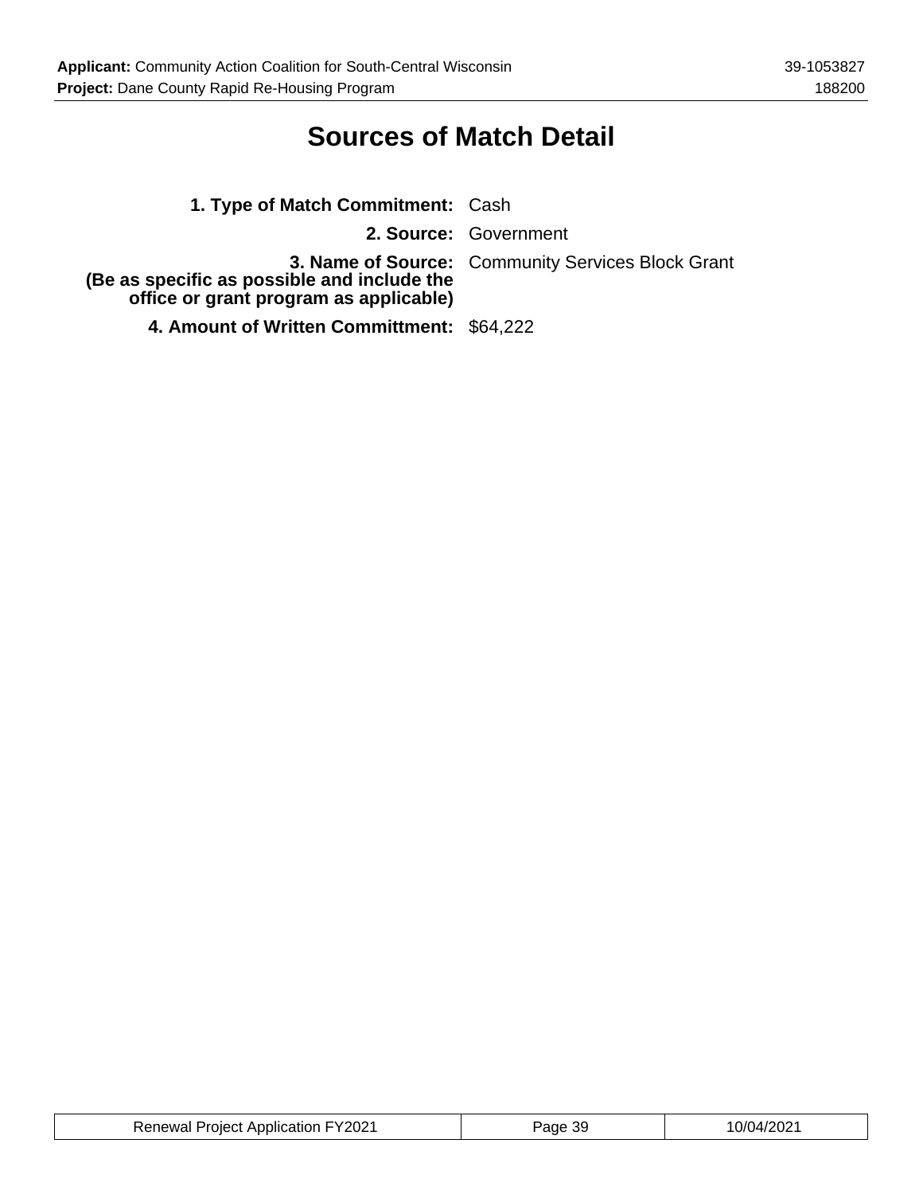# Sources of Match Detail

| | |
|---|---|
| **1. Type of Match Commitment:** | Cash |
| **2. Source:** | Government |
| **3. Name of Source:** **(Be as specific as possible and include the office or grant program as applicable)** | Community Services Block Grant |
| **4. Amount of Written Committment:** | $64,222 |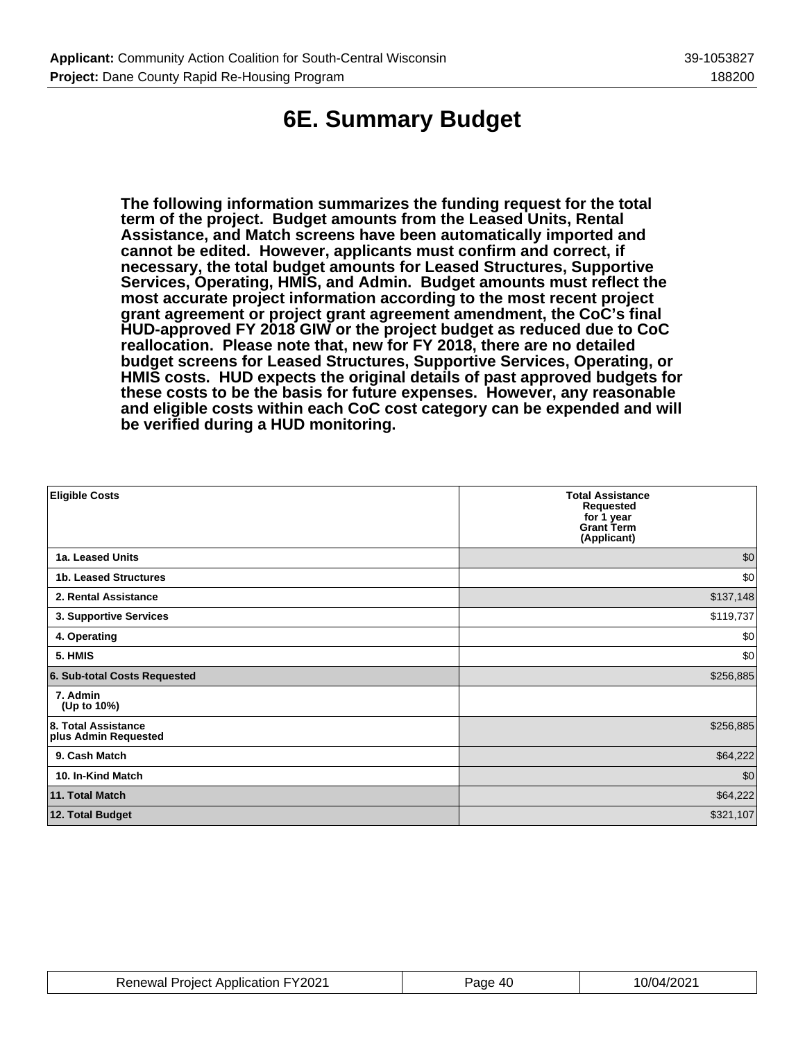# 6E. Summary Budget

**The following information summarizes the funding request for the total term of the project. Budget amounts from the Leased Units, Rental Assistance, and Match screens have been automatically imported and cannot be edited. However, applicants must confirm and correct, if necessary, the total budget amounts for Leased Structures, Supportive Services, Operating, HMIS, and Admin. Budget amounts must reflect the most accurate project information according to the most recent project grant agreement or project grant agreement amendment, the CoC's final HUD-approved FY 2018 GIW or the project budget as reduced due to CoC reallocation. Please note that, new for FY 2018, there are no detailed budget screens for Leased Structures, Supportive Services, Operating, or HMIS costs. HUD expects the original details of past approved budgets for these costs to be the basis for future expenses. However, any reasonable and eligible costs within each CoC cost category can be expended and will be verified during a HUD monitoring.**

| Eligible Costs | Total Assistance Requested for 1 year Grant Term (Applicant) |
|---|---|
| 1a. Leased Units | $0 |
| 1b. Leased Structures | $0 |
| 2. Rental Assistance | $137,148 |
| 3. Supportive Services | $119,737 |
| 4. Operating | $0 |
| 5. HMIS | $0 |
| 6. Sub-total Costs Requested | $256,885 |
| 7. Admin (Up to 10%) | |
| 8. Total Assistance plus Admin Requested | $256,885 |
| 9. Cash Match | $64,222 |
| 10. In-Kind Match | $0 |
| 11. Total Match | $64,222 |
| 12. Total Budget | $321,107 |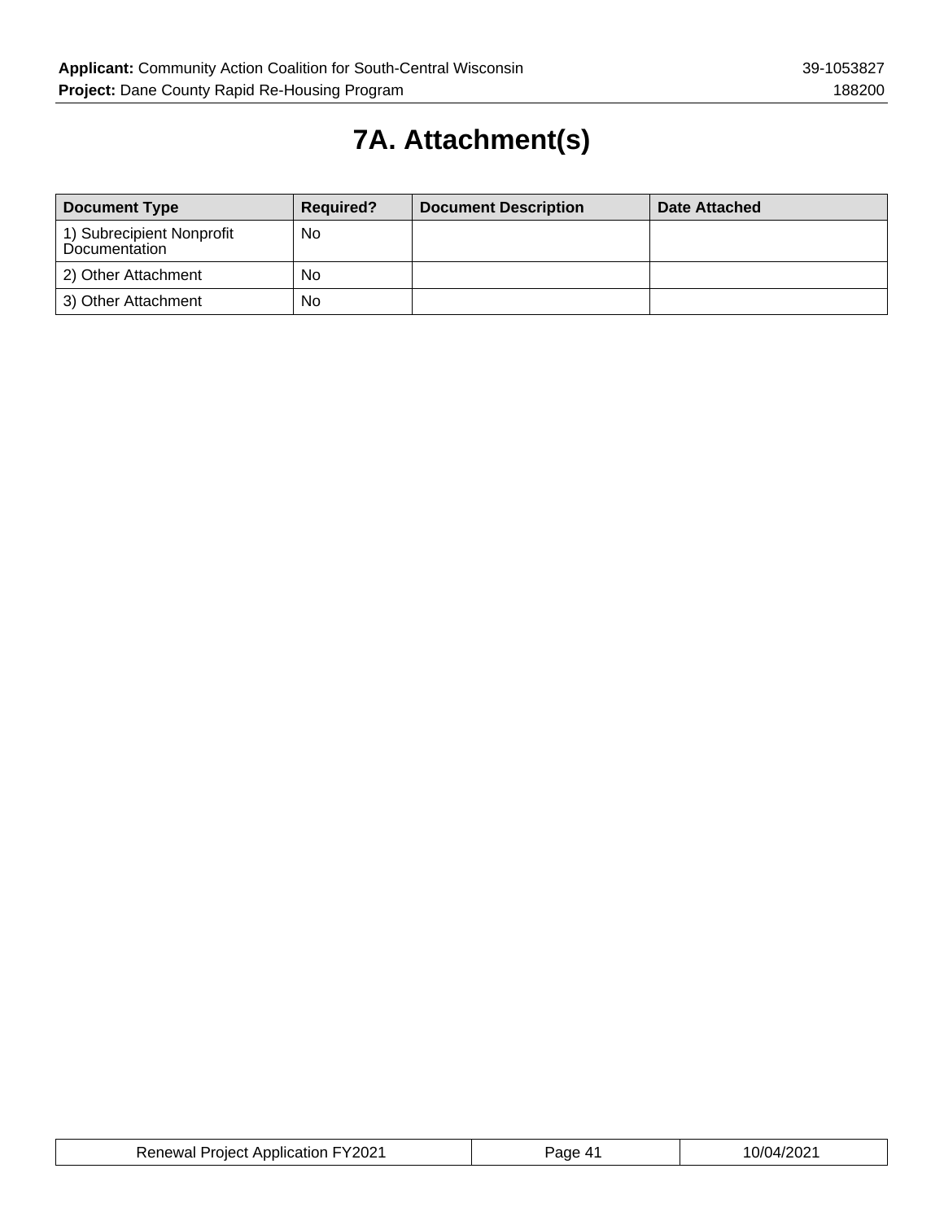# 7A. Attachment(s)

| Document Type | Required? | Document Description | Date Attached |
|---|---|---|---|
| 1) Subrecipient Nonprofit Documentation | No | | |
| 2) Other Attachment | No | | |
| 3) Other Attachment | No | | |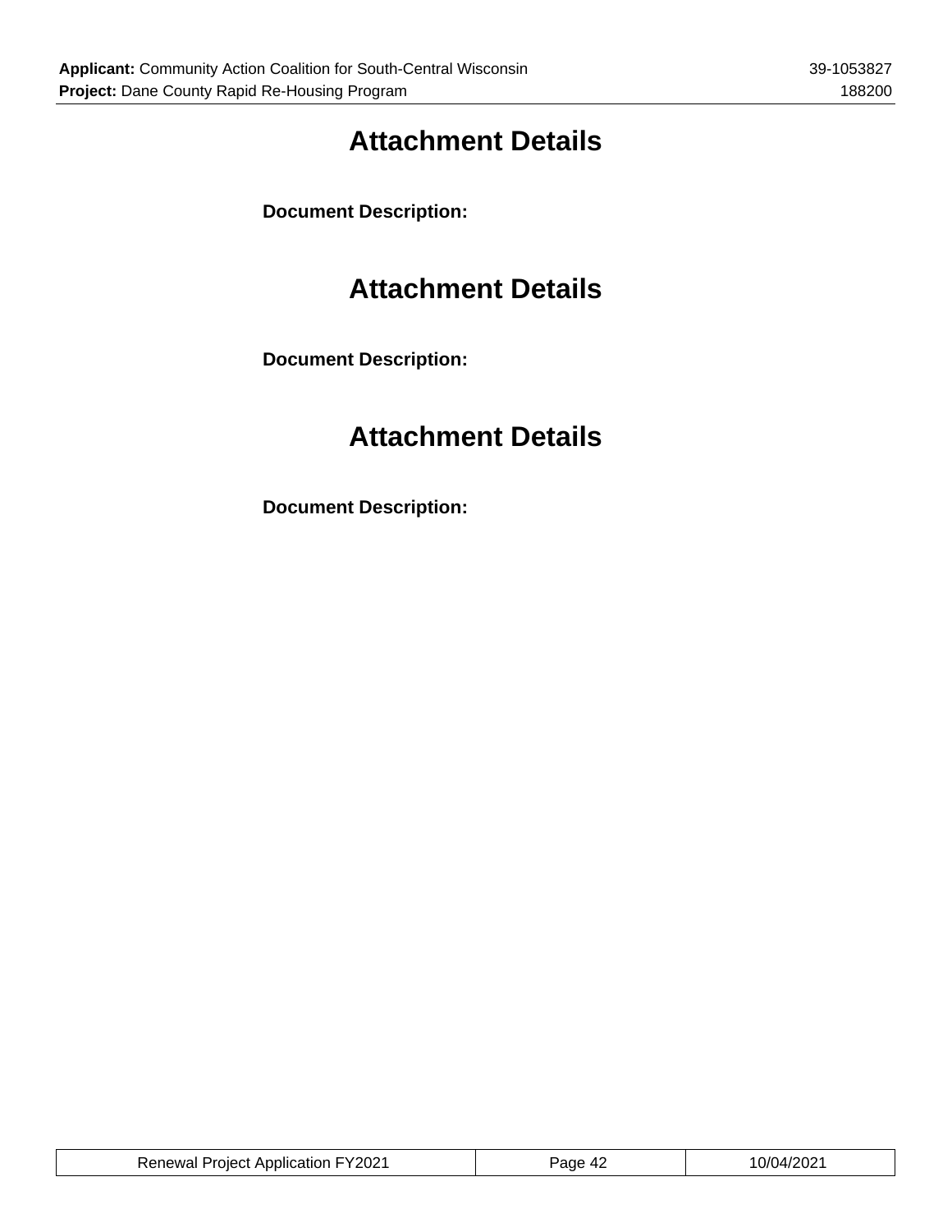# Attachment Details

**Document Description:**

# Attachment Details

**Document Description:**

# Attachment Details

**Document Description:**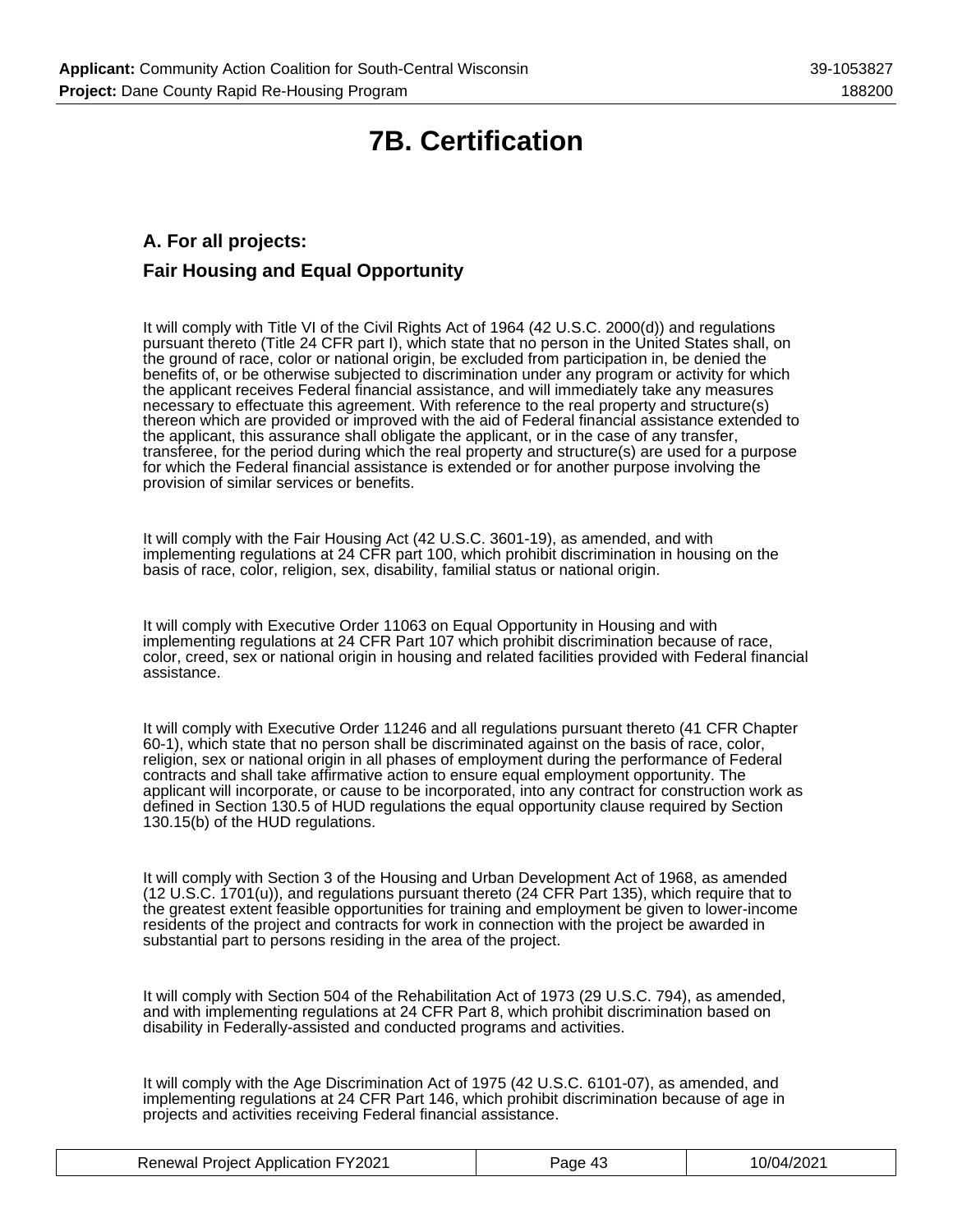# 7B. Certification

## A. For all projects:

## Fair Housing and Equal Opportunity

It will comply with Title VI of the Civil Rights Act of 1964 (42 U.S.C. 2000(d)) and regulations pursuant thereto (Title 24 CFR part I), which state that no person in the United States shall, on the ground of race, color or national origin, be excluded from participation in, be denied the benefits of, or be otherwise subjected to discrimination under any program or activity for which the applicant receives Federal financial assistance, and will immediately take any measures necessary to effectuate this agreement. With reference to the real property and structure(s) thereon which are provided or improved with the aid of Federal financial assistance extended to the applicant, this assurance shall obligate the applicant, or in the case of any transfer, transferee, for the period during which the real property and structure(s) are used for a purpose for which the Federal financial assistance is extended or for another purpose involving the provision of similar services or benefits.

It will comply with the Fair Housing Act (42 U.S.C. 3601-19), as amended, and with implementing regulations at 24 CFR part 100, which prohibit discrimination in housing on the basis of race, color, religion, sex, disability, familial status or national origin.

It will comply with Executive Order 11063 on Equal Opportunity in Housing and with implementing regulations at 24 CFR Part 107 which prohibit discrimination because of race, color, creed, sex or national origin in housing and related facilities provided with Federal financial assistance.

It will comply with Executive Order 11246 and all regulations pursuant thereto (41 CFR Chapter 60-1), which state that no person shall be discriminated against on the basis of race, color, religion, sex or national origin in all phases of employment during the performance of Federal contracts and shall take affirmative action to ensure equal employment opportunity. The applicant will incorporate, or cause to be incorporated, into any contract for construction work as defined in Section 130.5 of HUD regulations the equal opportunity clause required by Section 130.15(b) of the HUD regulations.

It will comply with Section 3 of the Housing and Urban Development Act of 1968, as amended (12 U.S.C. 1701(u)), and regulations pursuant thereto (24 CFR Part 135), which require that to the greatest extent feasible opportunities for training and employment be given to lower-income residents of the project and contracts for work in connection with the project be awarded in substantial part to persons residing in the area of the project.

It will comply with Section 504 of the Rehabilitation Act of 1973 (29 U.S.C. 794), as amended, and with implementing regulations at 24 CFR Part 8, which prohibit discrimination based on disability in Federally-assisted and conducted programs and activities.

It will comply with the Age Discrimination Act of 1975 (42 U.S.C. 6101-07), as amended, and implementing regulations at 24 CFR Part 146, which prohibit discrimination because of age in projects and activities receiving Federal financial assistance.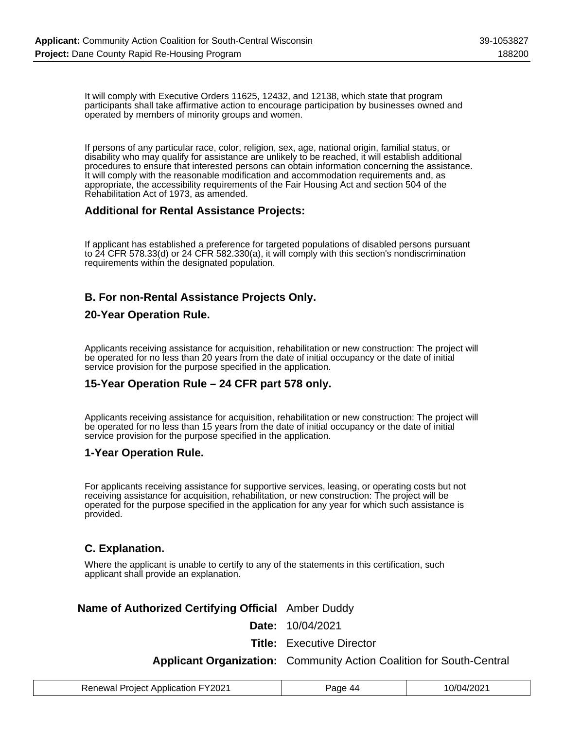It will comply with Executive Orders 11625, 12432, and 12138, which state that program participants shall take affirmative action to encourage participation by businesses owned and operated by members of minority groups and women.

If persons of any particular race, color, religion, sex, age, national origin, familial status, or disability who may qualify for assistance are unlikely to be reached, it will establish additional procedures to ensure that interested persons can obtain information concerning the assistance. It will comply with the reasonable modification and accommodation requirements and, as appropriate, the accessibility requirements of the Fair Housing Act and section 504 of the Rehabilitation Act of 1973, as amended.

### Additional for Rental Assistance Projects:

If applicant has established a preference for targeted populations of disabled persons pursuant to 24 CFR 578.33(d) or 24 CFR 582.330(a), it will comply with this section's nondiscrimination requirements within the designated population.

### B. For non-Rental Assistance Projects Only.

### 20-Year Operation Rule.

Applicants receiving assistance for acquisition, rehabilitation or new construction: The project will be operated for no less than 20 years from the date of initial occupancy or the date of initial service provision for the purpose specified in the application.

### 15-Year Operation Rule – 24 CFR part 578 only.

Applicants receiving assistance for acquisition, rehabilitation or new construction: The project will be operated for no less than 15 years from the date of initial occupancy or the date of initial service provision for the purpose specified in the application.

### 1-Year Operation Rule.

For applicants receiving assistance for supportive services, leasing, or operating costs but not receiving assistance for acquisition, rehabilitation, or new construction: The project will be operated for the purpose specified in the application for any year for which such assistance is provided.

### C. Explanation.

Where the applicant is unable to certify to any of the statements in this certification, such applicant shall provide an explanation.

| | |
|---|---|
| **Name of Authorized Certifying Official** | Amber Duddy |
| **Date:** | 10/04/2021 |
| **Title:** | Executive Director |
| **Applicant Organization:** | Community Action Coalition for South-Central |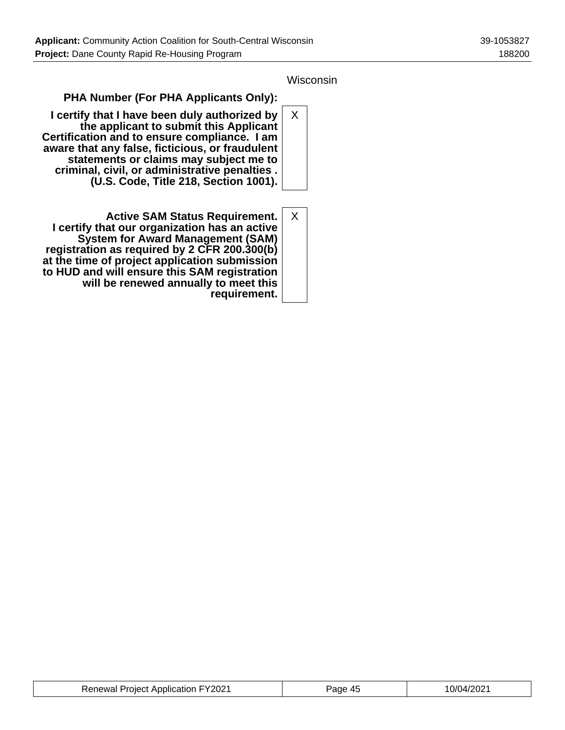Wisconsin

| | |
|---|---|
| **PHA Number (For PHA Applicants Only):** | |
| **I certify that I have been duly authorized by the applicant to submit this Applicant Certification and to ensure compliance. I am aware that any false, ficticious, or fraudulent statements or claims may subject me to criminal, civil, or administrative penalties . (U.S. Code, Title 218, Section 1001).** | X |
| **Active SAM Status Requirement. I certify that our organization has an active System for Award Management (SAM) registration as required by 2 CFR 200.300(b) at the time of project application submission to HUD and will ensure this SAM registration will be renewed annually to meet this requirement.** | X |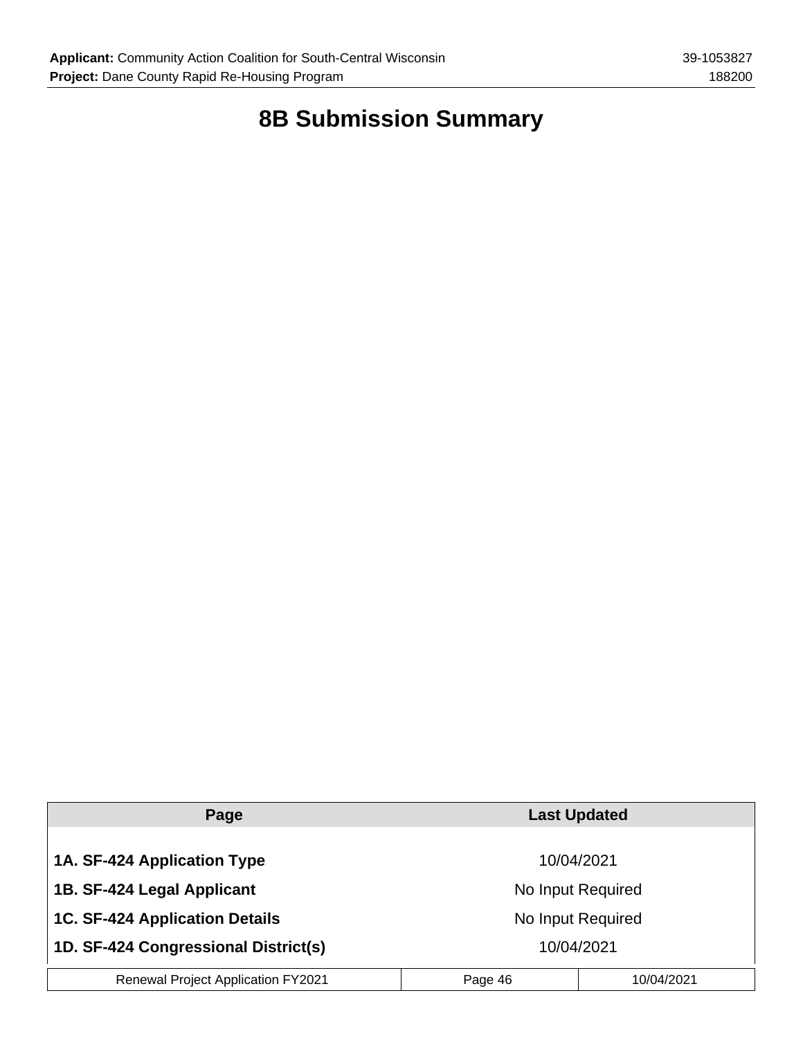# 8B Submission Summary

| Page | Last Updated |
| --- | --- |
| **1A. SF-424 Application Type** | 10/04/2021 |
| **1B. SF-424 Legal Applicant** | No Input Required |
| **1C. SF-424 Application Details** | No Input Required |
| **1D. SF-424 Congressional District(s)** | 10/04/2021 |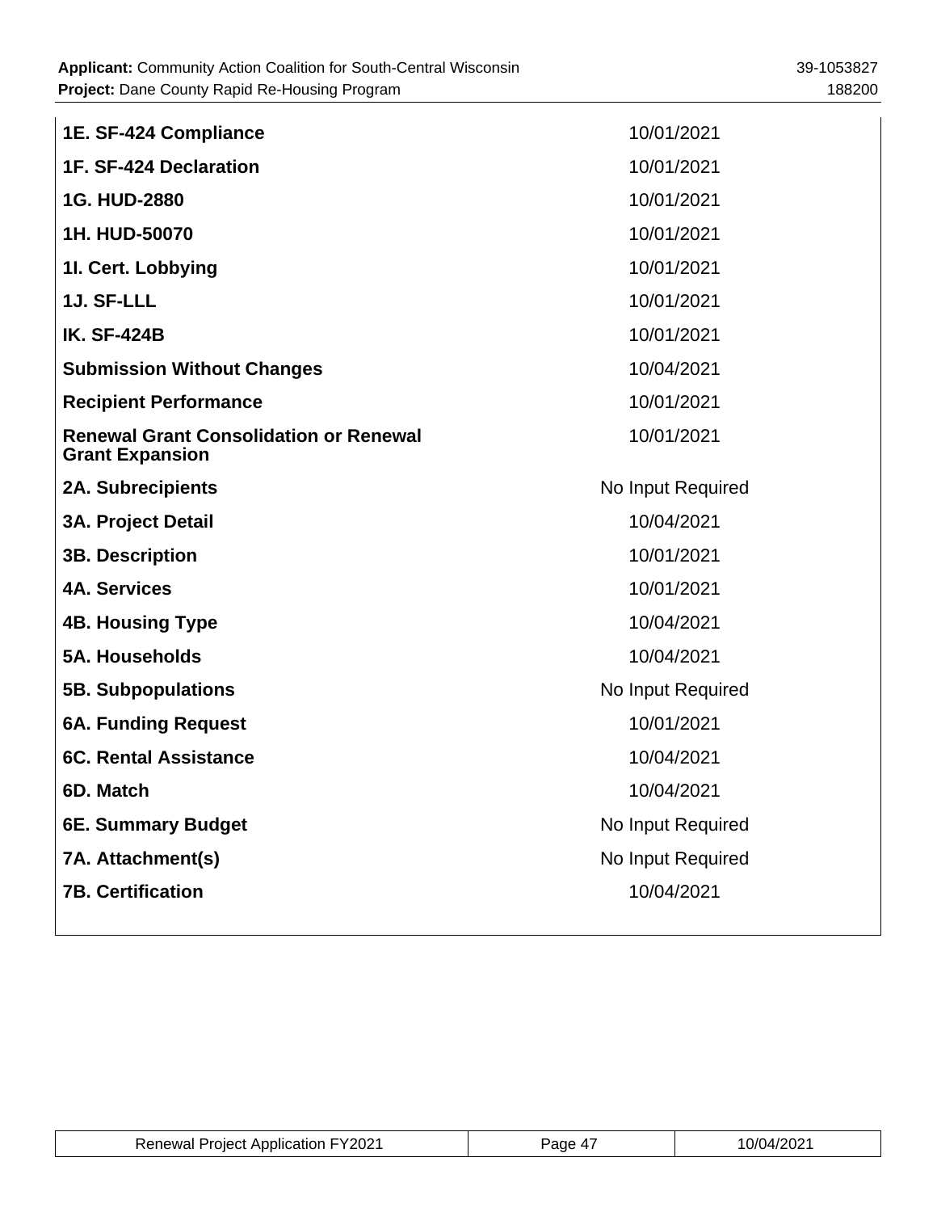| | |
|---|---|
| **1E. SF-424 Compliance** | 10/01/2021 |
| **1F. SF-424 Declaration** | 10/01/2021 |
| **1G. HUD-2880** | 10/01/2021 |
| **1H. HUD-50070** | 10/01/2021 |
| **1I. Cert. Lobbying** | 10/01/2021 |
| **1J. SF-LLL** | 10/01/2021 |
| **IK. SF-424B** | 10/01/2021 |
| **Submission Without Changes** | 10/04/2021 |
| **Recipient Performance** | 10/01/2021 |
| **Renewal Grant Consolidation or Renewal Grant Expansion** | 10/01/2021 |
| **2A. Subrecipients** | No Input Required |
| **3A. Project Detail** | 10/04/2021 |
| **3B. Description** | 10/01/2021 |
| **4A. Services** | 10/01/2021 |
| **4B. Housing Type** | 10/04/2021 |
| **5A. Households** | 10/04/2021 |
| **5B. Subpopulations** | No Input Required |
| **6A. Funding Request** | 10/01/2021 |
| **6C. Rental Assistance** | 10/04/2021 |
| **6D. Match** | 10/04/2021 |
| **6E. Summary Budget** | No Input Required |
| **7A. Attachment(s)** | No Input Required |
| **7B. Certification** | 10/04/2021 |